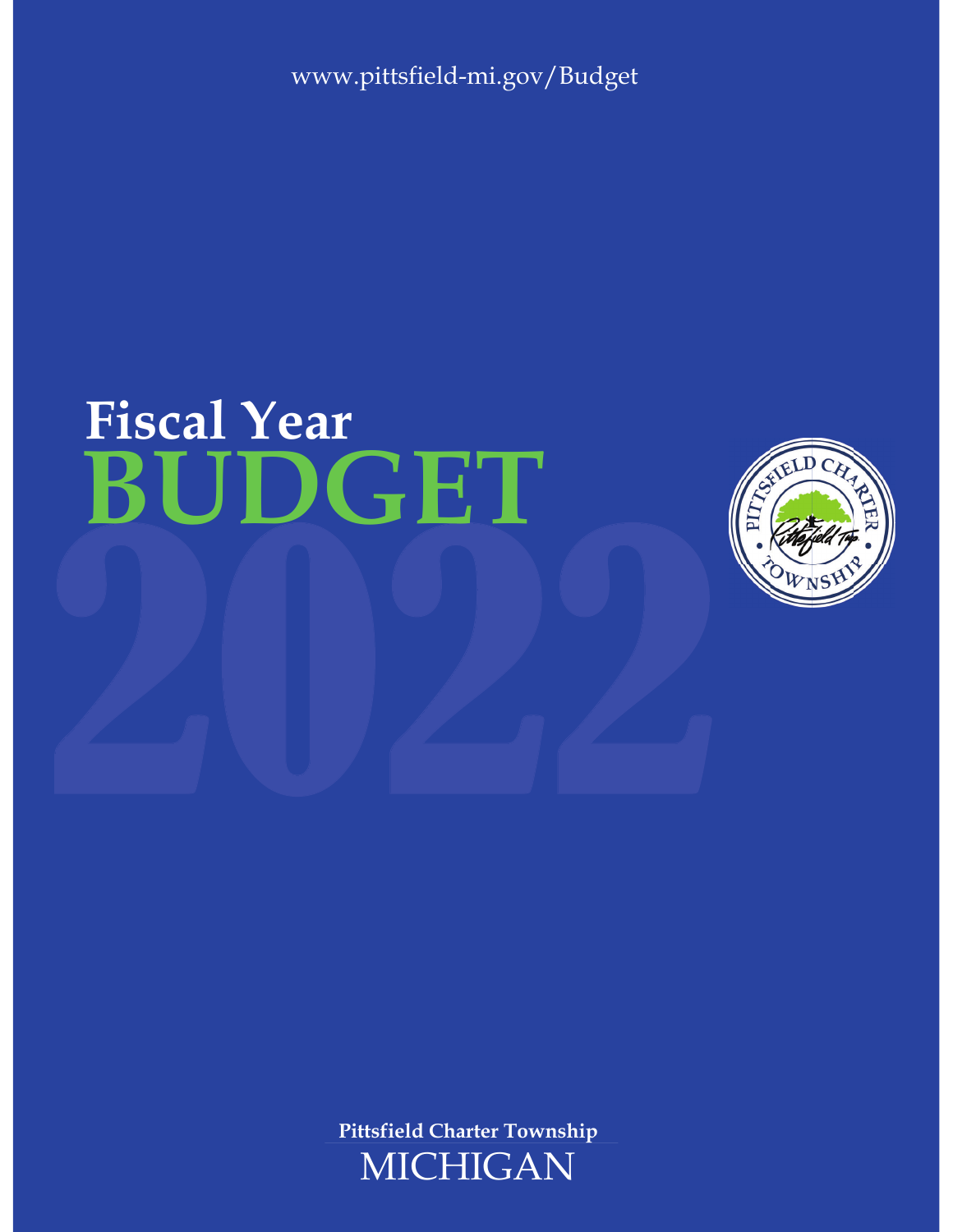www.pittsfield-mi.gov/Budget

# Fiscal Year BUDGET 2022

**Pittsfield Charter Township**

MICHIGAN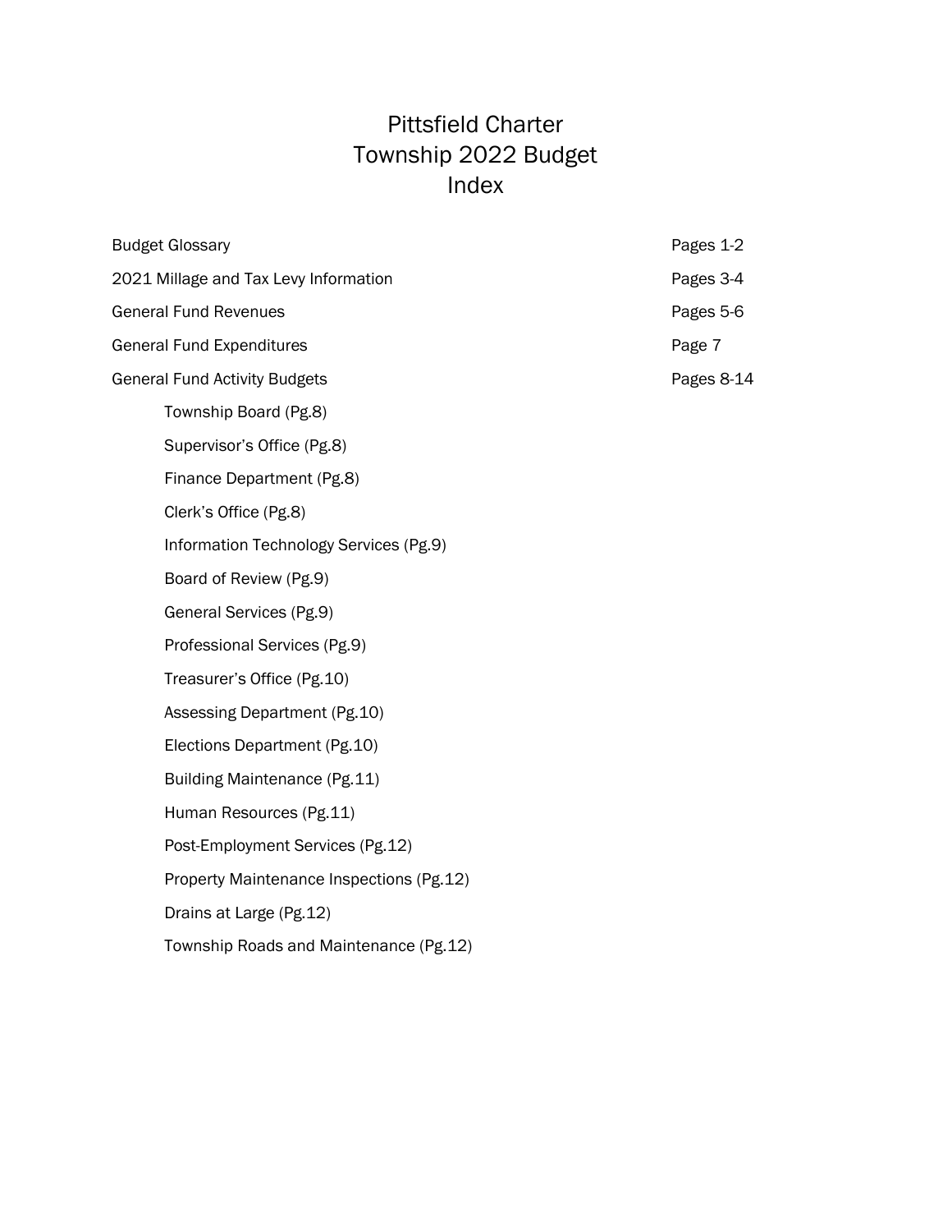# Pittsfield Charter Township 2022 Budget Index

| | |
|---|---|
| Budget Glossary | Pages 1-2 |
| 2021 Millage and Tax Levy Information | Pages 3-4 |
| General Fund Revenues | Pages 5-6 |
| General Fund Expenditures | Page 7 |
| General Fund Activity Budgets | Pages 8-14 |

- Township Board (Pg.8)
- Supervisor's Office (Pg.8)
- Finance Department (Pg.8)
- Clerk's Office (Pg.8)
- Information Technology Services (Pg.9)
- Board of Review (Pg.9)
- General Services (Pg.9)
- Professional Services (Pg.9)
- Treasurer's Office (Pg.10)
- Assessing Department (Pg.10)
- Elections Department (Pg.10)
- Building Maintenance (Pg.11)
- Human Resources (Pg.11)
- Post-Employment Services (Pg.12)
- Property Maintenance Inspections (Pg.12)
- Drains at Large (Pg.12)
- Township Roads and Maintenance (Pg.12)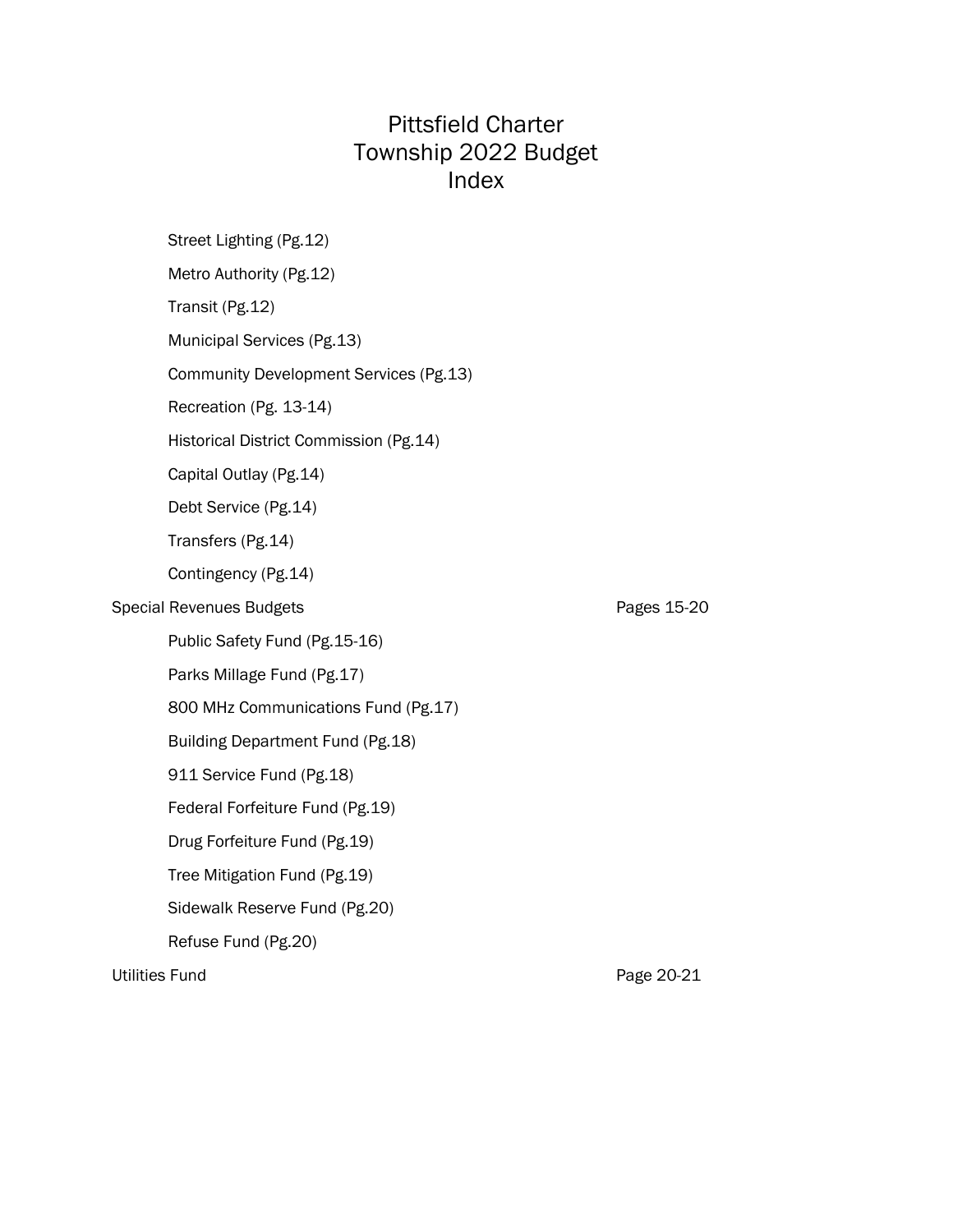# Pittsfield Charter Township 2022 Budget Index

- Street Lighting (Pg.12)
- Metro Authority (Pg.12)
- Transit (Pg.12)
- Municipal Services (Pg.13)
- Community Development Services (Pg.13)
- Recreation (Pg. 13-14)
- Historical District Commission (Pg.14)
- Capital Outlay (Pg.14)
- Debt Service (Pg.14)
- Transfers (Pg.14)
- Contingency (Pg.14)

Special Revenues Budgets — Pages 15-20

- Public Safety Fund (Pg.15-16)
- Parks Millage Fund (Pg.17)
- 800 MHz Communications Fund (Pg.17)
- Building Department Fund (Pg.18)
- 911 Service Fund (Pg.18)
- Federal Forfeiture Fund (Pg.19)
- Drug Forfeiture Fund (Pg.19)
- Tree Mitigation Fund (Pg.19)
- Sidewalk Reserve Fund (Pg.20)
- Refuse Fund (Pg.20)

Utilities Fund — Page 20-21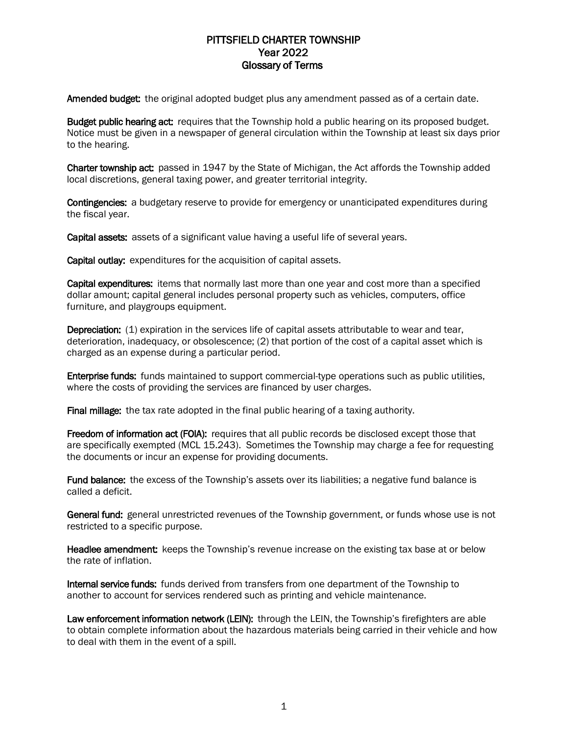# PITTSFIELD CHARTER TOWNSHIP
## Year 2022
## Glossary of Terms

**Amended budget:** the original adopted budget plus any amendment passed as of a certain date.

**Budget public hearing act:** requires that the Township hold a public hearing on its proposed budget. Notice must be given in a newspaper of general circulation within the Township at least six days prior to the hearing.

**Charter township act:** passed in 1947 by the State of Michigan, the Act affords the Township added local discretions, general taxing power, and greater territorial integrity.

**Contingencies:** a budgetary reserve to provide for emergency or unanticipated expenditures during the fiscal year.

**Capital assets:** assets of a significant value having a useful life of several years.

**Capital outlay:** expenditures for the acquisition of capital assets.

**Capital expenditures:** items that normally last more than one year and cost more than a specified dollar amount; capital general includes personal property such as vehicles, computers, office furniture, and playgroups equipment.

**Depreciation:** (1) expiration in the services life of capital assets attributable to wear and tear, deterioration, inadequacy, or obsolescence; (2) that portion of the cost of a capital asset which is charged as an expense during a particular period.

**Enterprise funds:** funds maintained to support commercial-type operations such as public utilities, where the costs of providing the services are financed by user charges.

**Final millage:** the tax rate adopted in the final public hearing of a taxing authority.

**Freedom of information act (FOIA):** requires that all public records be disclosed except those that are specifically exempted (MCL 15.243). Sometimes the Township may charge a fee for requesting the documents or incur an expense for providing documents.

**Fund balance:** the excess of the Township's assets over its liabilities; a negative fund balance is called a deficit.

**General fund:** general unrestricted revenues of the Township government, or funds whose use is not restricted to a specific purpose.

**Headlee amendment:** keeps the Township's revenue increase on the existing tax base at or below the rate of inflation.

**Internal service funds:** funds derived from transfers from one department of the Township to another to account for services rendered such as printing and vehicle maintenance.

**Law enforcement information network (LEIN):** through the LEIN, the Township's firefighters are able to obtain complete information about the hazardous materials being carried in their vehicle and how to deal with them in the event of a spill.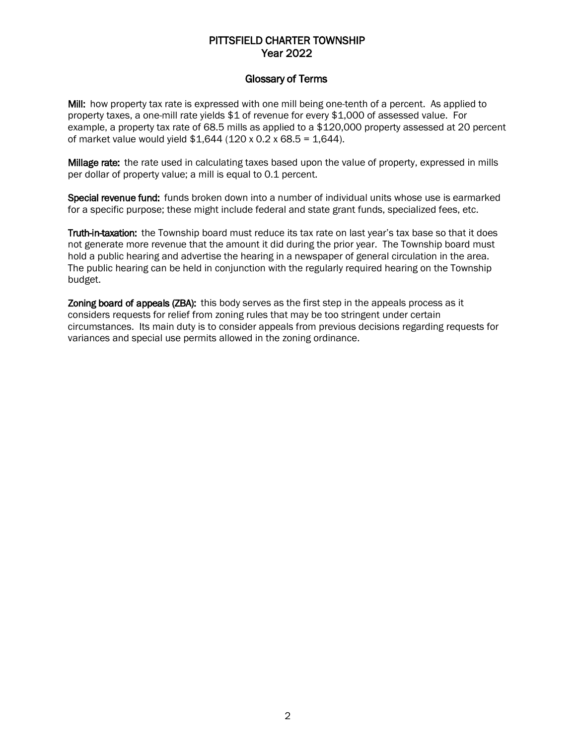# PITTSFIELD CHARTER TOWNSHIP
# Year 2022

## Glossary of Terms

**Mill:** how property tax rate is expressed with one mill being one-tenth of a percent. As applied to property taxes, a one-mill rate yields $1 of revenue for every $1,000 of assessed value. For example, a property tax rate of 68.5 mills as applied to a $120,000 property assessed at 20 percent of market value would yield $1,644 (120 x 0.2 x 68.5 = 1,644).

**Millage rate:** the rate used in calculating taxes based upon the value of property, expressed in mills per dollar of property value; a mill is equal to 0.1 percent.

**Special revenue fund:** funds broken down into a number of individual units whose use is earmarked for a specific purpose; these might include federal and state grant funds, specialized fees, etc.

**Truth-in-taxation:** the Township board must reduce its tax rate on last year's tax base so that it does not generate more revenue that the amount it did during the prior year. The Township board must hold a public hearing and advertise the hearing in a newspaper of general circulation in the area. The public hearing can be held in conjunction with the regularly required hearing on the Township budget.

**Zoning board of appeals (ZBA):** this body serves as the first step in the appeals process as it considers requests for relief from zoning rules that may be too stringent under certain circumstances. Its main duty is to consider appeals from previous decisions regarding requests for variances and special use permits allowed in the zoning ordinance.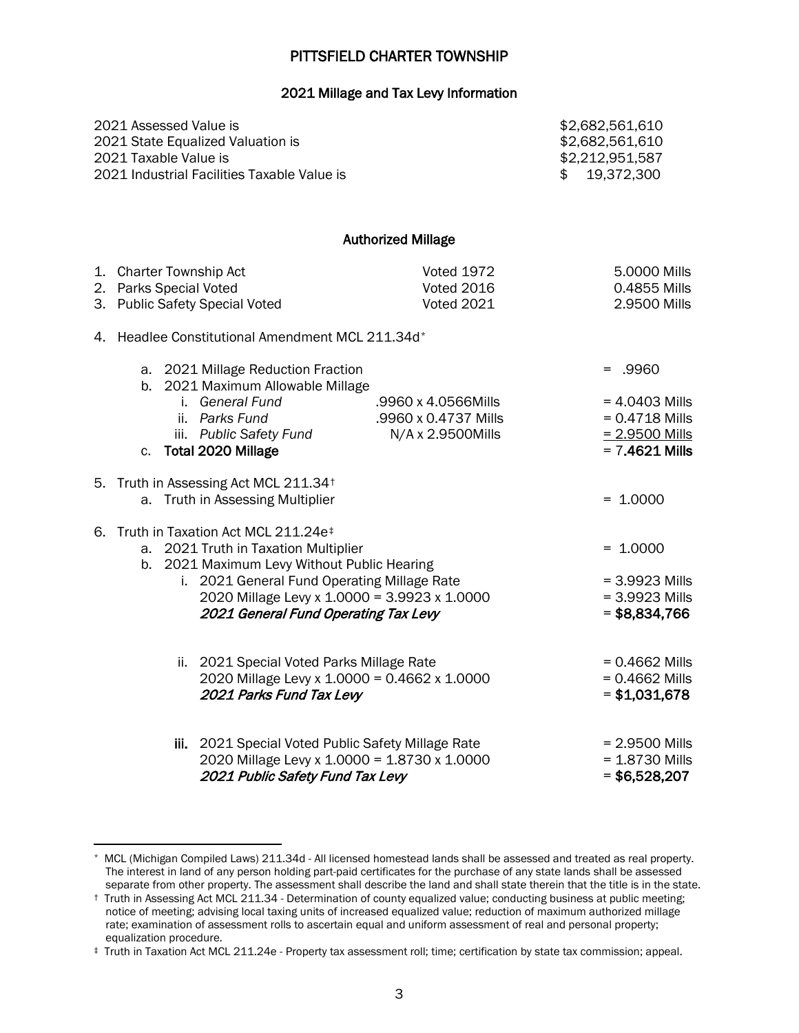# PITTSFIELD CHARTER TOWNSHIP

## 2021 Millage and Tax Levy Information

| | |
|---|---|
| 2021 Assessed Value is | $2,682,561,610 |
| 2021 State Equalized Valuation is | $2,682,561,610 |
| 2021 Taxable Value is | $2,212,951,587 |
| 2021 Industrial Facilities Taxable Value is | $ 19,372,300 |

### Authorized Millage

| | | |
|---|---|---|
| 1. Charter Township Act | Voted 1972 | 5.0000 Mills |
| 2. Parks Special Voted | Voted 2016 | 0.4855 Mills |
| 3. Public Safety Special Voted | Voted 2021 | 2.9500 Mills |

4. Headlee Constitutional Amendment MCL 211.34d*

   a. 2021 Millage Reduction Fraction = .9960

   b. 2021 Maximum Allowable Millage

      i. *General Fund* .9960 x 4.0566Mills = 4.0403 Mills

      ii. *Parks Fund* .9960 x 0.4737 Mills = 0.4718 Mills

      iii. *Public Safety Fund* N/A x 2.9500Mills = 2.9500 Mills

   c. **Total 2020 Millage** = 7**.4621 Mills**

5. Truth in Assessing Act MCL 211.34†

   a. Truth in Assessing Multiplier = 1.0000

6. Truth in Taxation Act MCL 211.24e‡

   a. 2021 Truth in Taxation Multiplier = 1.0000

   b. 2021 Maximum Levy Without Public Hearing

      i. 2021 General Fund Operating Millage Rate = 3.9923 Mills
      2020 Millage Levy x 1.0000 = 3.9923 x 1.0000 = 3.9923 Mills
      ***2021 General Fund Operating Tax Levy*** = **$8,834,766**

      ii. 2021 Special Voted Parks Millage Rate = 0.4662 Mills
      2020 Millage Levy x 1.0000 = 0.4662 x 1.0000 = 0.4662 Mills
      ***2021 Parks Fund Tax Levy*** = **$1,031,678**

      **iii.** 2021 Special Voted Public Safety Millage Rate = 2.9500 Mills
      2020 Millage Levy x 1.0000 = 1.8730 x 1.0000 = 1.8730 Mills
      ***2021 Public Safety Fund Tax Levy*** = **$6,528,207**

---

* MCL (Michigan Compiled Laws) 211.34d - All licensed homestead lands shall be assessed and treated as real property. The interest in land of any person holding part-paid certificates for the purchase of any state lands shall be assessed separate from other property. The assessment shall describe the land and shall state therein that the title is in the state.

† Truth in Assessing Act MCL 211.34 - Determination of county equalized value; conducting business at public meeting; notice of meeting; advising local taxing units of increased equalized value; reduction of maximum authorized millage rate; examination of assessment rolls to ascertain equal and uniform assessment of real and personal property; equalization procedure.

‡ Truth in Taxation Act MCL 211.24e - Property tax assessment roll; time; certification by state tax commission; appeal.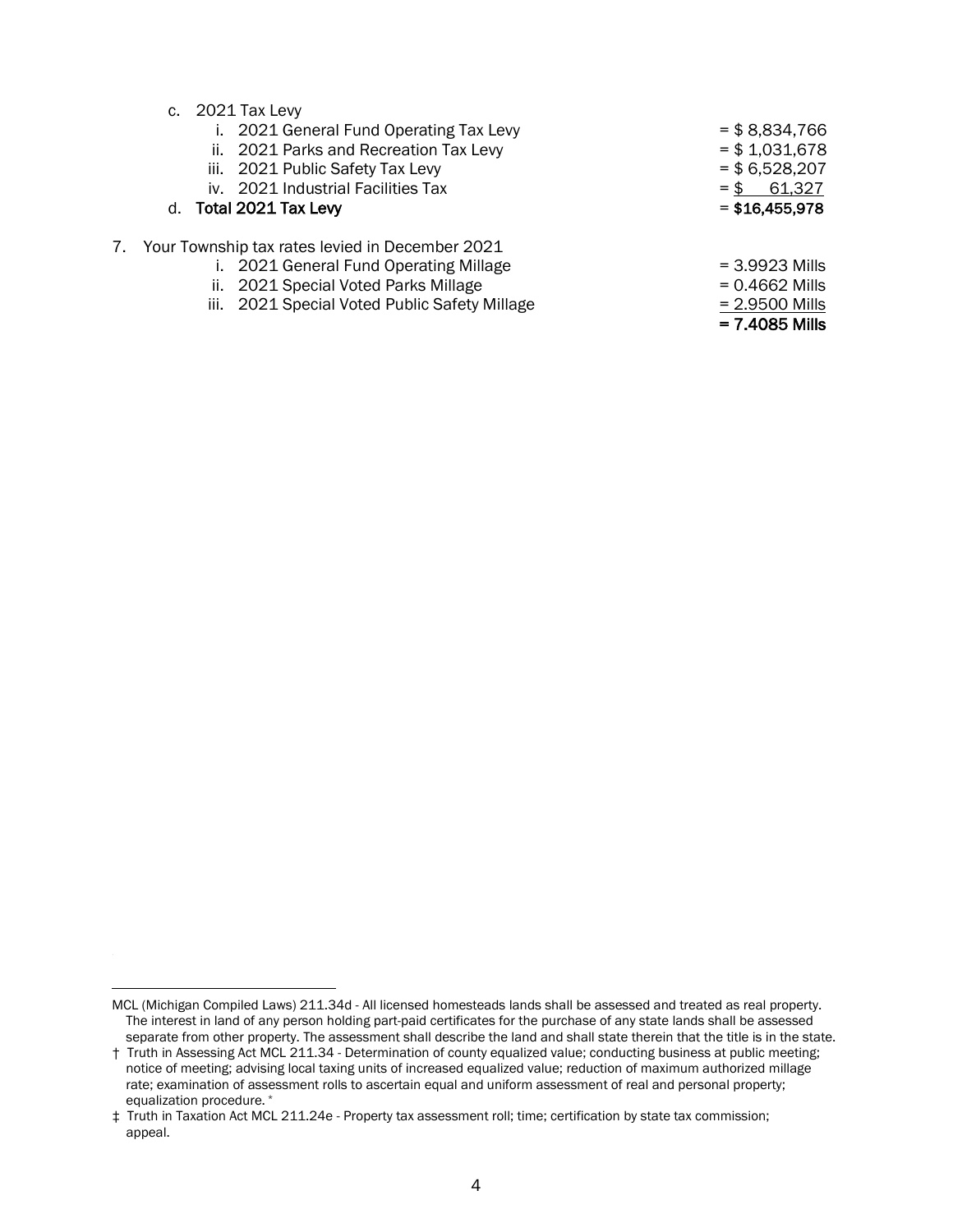c. 2021 Tax Levy

| | |
|---|---|
| i. 2021 General Fund Operating Tax Levy | = $ 8,834,766 |
| ii. 2021 Parks and Recreation Tax Levy | = $ 1,031,678 |
| iii. 2021 Public Safety Tax Levy | = $ 6,528,207 |
| iv. 2021 Industrial Facilities Tax | = $ 61,327 |
| **d. Total 2021 Tax Levy** | **= $16,455,978** |

7. Your Township tax rates levied in December 2021

| | |
|---|---|
| i. 2021 General Fund Operating Millage | = 3.9923 Mills |
| ii. 2021 Special Voted Parks Millage | = 0.4662 Mills |
| iii. 2021 Special Voted Public Safety Millage | = 2.9500 Mills |
| | **= 7.4085 Mills** |

---

MCL (Michigan Compiled Laws) 211.34d - All licensed homesteads lands shall be assessed and treated as real property. The interest in land of any person holding part-paid certificates for the purchase of any state lands shall be assessed separate from other property. The assessment shall describe the land and shall state therein that the title is in the state.

† Truth in Assessing Act MCL 211.34 - Determination of county equalized value; conducting business at public meeting; notice of meeting; advising local taxing units of increased equalized value; reduction of maximum authorized millage rate; examination of assessment rolls to ascertain equal and uniform assessment of real and personal property; equalization procedure. *

‡ Truth in Taxation Act MCL 211.24e - Property tax assessment roll; time; certification by state tax commission; appeal.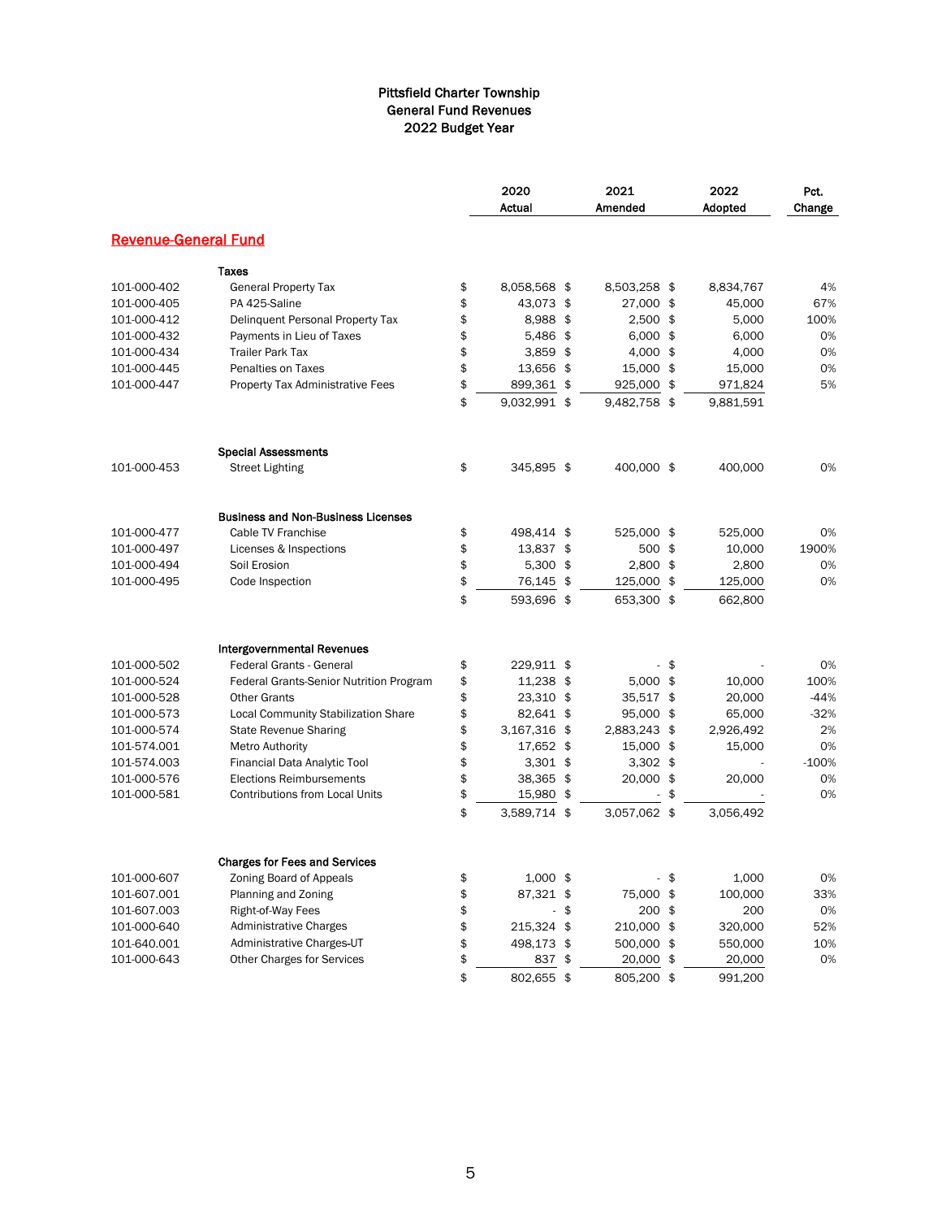# Pittsfield Charter Township
## General Fund Revenues
## 2022 Budget Year

| | | 2020 Actual | 2021 Amended | 2022 Adopted | Pct. Change |
|---|---|---|---|---|---|
| **Revenue-General Fund** | | | | | |
| | **Taxes** | | | | |
| 101-000-402 | General Property Tax | $ 8,058,568 | $ 8,503,258 | $ 8,834,767 | 4% |
| 101-000-405 | PA 425-Saline | $ 43,073 | $ 27,000 | $ 45,000 | 67% |
| 101-000-412 | Delinquent Personal Property Tax | $ 8,988 | $ 2,500 | $ 5,000 | 100% |
| 101-000-432 | Payments in Lieu of Taxes | $ 5,486 | $ 6,000 | $ 6,000 | 0% |
| 101-000-434 | Trailer Park Tax | $ 3,859 | $ 4,000 | $ 4,000 | 0% |
| 101-000-445 | Penalties on Taxes | $ 13,656 | $ 15,000 | $ 15,000 | 0% |
| 101-000-447 | Property Tax Administrative Fees | $ 899,361 | $ 925,000 | $ 971,824 | 5% |
| | | $ 9,032,991 | $ 9,482,758 | $ 9,881,591 | |
| | **Special Assessments** | | | | |
| 101-000-453 | Street Lighting | $ 345,895 | $ 400,000 | $ 400,000 | 0% |
| | **Business and Non-Business Licenses** | | | | |
| 101-000-477 | Cable TV Franchise | $ 498,414 | $ 525,000 | $ 525,000 | 0% |
| 101-000-497 | Licenses & Inspections | $ 13,837 | $ 500 | $ 10,000 | 1900% |
| 101-000-494 | Soil Erosion | $ 5,300 | $ 2,800 | $ 2,800 | 0% |
| 101-000-495 | Code Inspection | $ 76,145 | $ 125,000 | $ 125,000 | 0% |
| | | $ 593,696 | $ 653,300 | $ 662,800 | |
| | **Intergovernmental Revenues** | | | | |
| 101-000-502 | Federal Grants - General | $ 229,911 | $ - | $ - | 0% |
| 101-000-524 | Federal Grants-Senior Nutrition Program | $ 11,238 | $ 5,000 | $ 10,000 | 100% |
| 101-000-528 | Other Grants | $ 23,310 | $ 35,517 | $ 20,000 | -44% |
| 101-000-573 | Local Community Stabilization Share | $ 82,641 | $ 95,000 | $ 65,000 | -32% |
| 101-000-574 | State Revenue Sharing | $ 3,167,316 | $ 2,883,243 | $ 2,926,492 | 2% |
| 101-574.001 | Metro Authority | $ 17,652 | $ 15,000 | $ 15,000 | 0% |
| 101-574.003 | Financial Data Analytic Tool | $ 3,301 | $ 3,302 | $ - | -100% |
| 101-000-576 | Elections Reimbursements | $ 38,365 | $ 20,000 | $ 20,000 | 0% |
| 101-000-581 | Contributions from Local Units | $ 15,980 | $ - | $ - | 0% |
| | | $ 3,589,714 | $ 3,057,062 | $ 3,056,492 | |
| | **Charges for Fees and Services** | | | | |
| 101-000-607 | Zoning Board of Appeals | $ 1,000 | $ - | $ 1,000 | 0% |
| 101-607.001 | Planning and Zoning | $ 87,321 | $ 75,000 | $ 100,000 | 33% |
| 101-607.003 | Right-of-Way Fees | $ - | $ 200 | $ 200 | 0% |
| 101-000-640 | Administrative Charges | $ 215,324 | $ 210,000 | $ 320,000 | 52% |
| 101-640.001 | Administrative Charges-UT | $ 498,173 | $ 500,000 | $ 550,000 | 10% |
| 101-000-643 | Other Charges for Services | $ 837 | $ 20,000 | $ 20,000 | 0% |
| | | $ 802,655 | $ 805,200 | $ 991,200 | |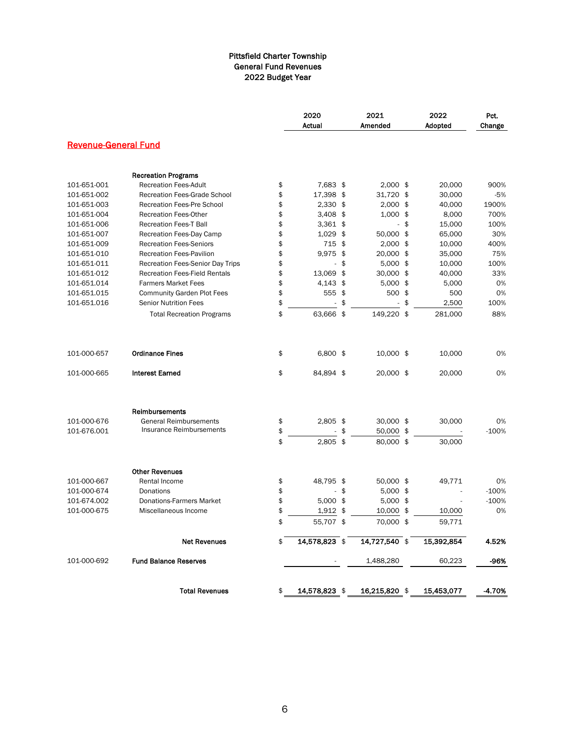# Pittsfield Charter Township
## General Fund Revenues
## 2022 Budget Year

| | | 2020 Actual | 2021 Amended | 2022 Adopted | Pct. Change |
|---|---|---|---|---|---|
| **Revenue-General Fund** | | | | | |
| | **Recreation Programs** | | | | |
| 101-651-001 | Recreation Fees-Adult | $ 7,683 | $ 2,000 | $ 20,000 | 900% |
| 101-651-002 | Recreation Fees-Grade School | $ 17,398 | $ 31,720 | $ 30,000 | -5% |
| 101-651-003 | Recreation Fees-Pre School | $ 2,330 | $ 2,000 | $ 40,000 | 1900% |
| 101-651-004 | Recreation Fees-Other | $ 3,408 | $ 1,000 | $ 8,000 | 700% |
| 101-651-006 | Recreation Fees-T Ball | $ 3,361 | $ - | $ 15,000 | 100% |
| 101-651-007 | Recreation Fees-Day Camp | $ 1,029 | $ 50,000 | $ 65,000 | 30% |
| 101-651-009 | Recreation Fees-Seniors | $ 715 | $ 2,000 | $ 10,000 | 400% |
| 101-651-010 | Recreation Fees-Pavilion | $ 9,975 | $ 20,000 | $ 35,000 | 75% |
| 101-651-011 | Recreation Fees-Senior Day Trips | $ - | $ 5,000 | $ 10,000 | 100% |
| 101-651-012 | Recreation Fees-Field Rentals | $ 13,069 | $ 30,000 | $ 40,000 | 33% |
| 101-651.014 | Farmers Market Fees | $ 4,143 | $ 5,000 | $ 5,000 | 0% |
| 101-651.015 | Community Garden Plot Fees | $ 555 | $ 500 | $ 500 | 0% |
| 101-651.016 | Senior Nutrition Fees | $ - | $ - | $ 2,500 | 100% |
| | Total Recreation Programs | $ 63,666 | $ 149,220 | $ 281,000 | 88% |
| 101-000-657 | **Ordinance Fines** | $ 6,800 | $ 10,000 | $ 10,000 | 0% |
| 101-000-665 | **Interest Earned** | $ 84,894 | $ 20,000 | $ 20,000 | 0% |
| | **Reimbursements** | | | | |
| 101-000-676 | General Reimbursements | $ 2,805 | $ 30,000 | $ 30,000 | 0% |
| 101-676.001 | Insurance Reimbursements | $ - | $ 50,000 | $ - | -100% |
| | | $ 2,805 | $ 80,000 | $ 30,000 | |
| | **Other Revenues** | | | | |
| 101-000-667 | Rental Income | $ 48,795 | $ 50,000 | $ 49,771 | 0% |
| 101-000-674 | Donations | $ - | $ 5,000 | $ - | -100% |
| 101-674.002 | Donations-Farmers Market | $ 5,000 | $ 5,000 | $ - | -100% |
| 101-000-675 | Miscellaneous Income | $ 1,912 | $ 10,000 | $ 10,000 | 0% |
| | | $ 55,707 | $ 70,000 | $ 59,771 | |
| | **Net Revenues** | **$ 14,578,823** | **$ 14,727,540** | **$ 15,392,854** | **4.52%** |
| 101-000-692 | **Fund Balance Reserves** | - | 1,488,280 | 60,223 | **-96%** |
| | **Total Revenues** | **$ 14,578,823** | **$ 16,215,820** | **$ 15,453,077** | **-4.70%** |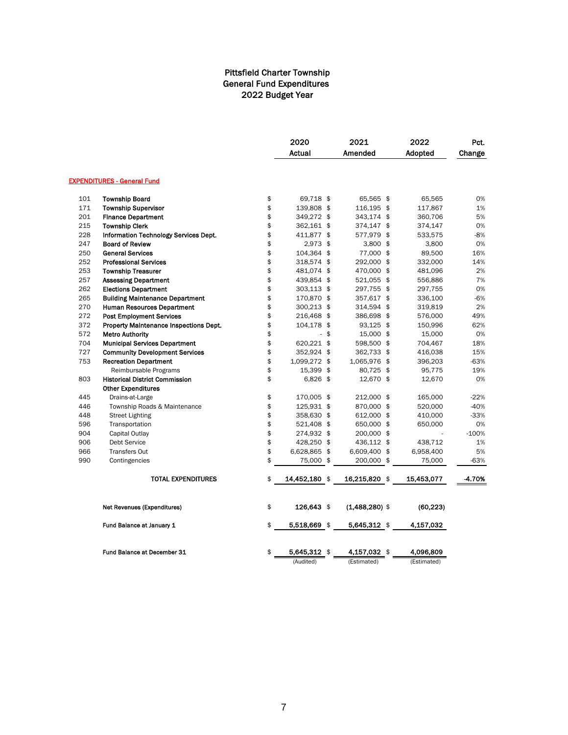# Pittsfield Charter Township
## General Fund Expenditures
### 2022 Budget Year

| | | 2020 Actual | 2021 Amended | 2022 Adopted | Pct. Change |
|---|---|---|---|---|---|
| | **EXPENDITURES - General Fund** | | | | |
| 101 | **Township Board** | $ 69,718 | $ 65,565 | $ 65,565 | 0% |
| 171 | **Township Supervisor** | $ 139,808 | $ 116,195 | $ 117,867 | 1% |
| 201 | **Finance Department** | $ 349,272 | $ 343,174 | $ 360,706 | 5% |
| 215 | **Township Clerk** | $ 362,161 | $ 374,147 | $ 374,147 | 0% |
| 228 | **Information Technology Services Dept.** | $ 411,877 | $ 577,979 | $ 533,575 | -8% |
| 247 | **Board of Review** | $ 2,973 | $ 3,800 | $ 3,800 | 0% |
| 250 | **General Services** | $ 104,364 | $ 77,000 | $ 89,500 | 16% |
| 252 | **Professional Services** | $ 318,574 | $ 292,000 | $ 332,000 | 14% |
| 253 | **Township Treasurer** | $ 481,074 | $ 470,000 | $ 481,096 | 2% |
| 257 | **Assessing Department** | $ 439,854 | $ 521,055 | $ 556,886 | 7% |
| 262 | **Elections Department** | $ 303,113 | $ 297,755 | $ 297,755 | 0% |
| 265 | **Building Maintenance Department** | $ 170,870 | $ 357,617 | $ 336,100 | -6% |
| 270 | **Human Resources Department** | $ 300,213 | $ 314,594 | $ 319,819 | 2% |
| 272 | **Post Employment Services** | $ 216,468 | $ 386,698 | $ 576,000 | 49% |
| 372 | **Property Maintenance Inspections Dept.** | $ 104,178 | $ 93,125 | $ 150,996 | 62% |
| 572 | **Metro Authority** | $ - | $ 15,000 | $ 15,000 | 0% |
| 704 | **Municipal Services Department** | $ 620,221 | $ 598,500 | $ 704,467 | 18% |
| 727 | **Community Development Services** | $ 352,924 | $ 362,733 | $ 416,038 | 15% |
| 753 | **Recreation Department** | $ 1,099,272 | $ 1,065,976 | $ 396,203 | -63% |
| | Reimbursable Programs | $ 15,399 | $ 80,725 | $ 95,775 | 19% |
| 803 | **Historical District Commission** | $ 6,826 | $ 12,670 | $ 12,670 | 0% |
| | **Other Expenditures** | | | | |
| 445 | Drains-at-Large | $ 170,005 | $ 212,000 | $ 165,000 | -22% |
| 446 | Township Roads & Maintenance | $ 125,931 | $ 870,000 | $ 520,000 | -40% |
| 448 | Street Lighting | $ 358,630 | $ 612,000 | $ 410,000 | -33% |
| 596 | Transportation | $ 521,408 | $ 650,000 | $ 650,000 | 0% |
| 904 | Capital Outlay | $ 274,932 | $ 200,000 | $ - | -100% |
| 906 | Debt Service | $ 428,250 | $ 436,112 | $ 438,712 | 1% |
| 966 | Transfers Out | $ 6,628,865 | $ 6,609,400 | $ 6,958,400 | 5% |
| 990 | Contingencies | $ 75,000 | $ 200,000 | $ 75,000 | -63% |
| | **TOTAL EXPENDITURES** | **$ 14,452,180** | **$ 16,215,820** | **$ 15,453,077** | **-4.70%** |
| | **Net Revenues (Expenditures)** | **$ 126,643** | **$ (1,488,280)** | **$ (60,223)** | |
| | **Fund Balance at January 1** | **$ 5,518,669** | **$ 5,645,312** | **$ 4,157,032** | |
| | **Fund Balance at December 31** | **$ 5,645,312** | **$ 4,157,032** | **$ 4,096,809** | |
| | | (Audited) | (Estimated) | (Estimated) | |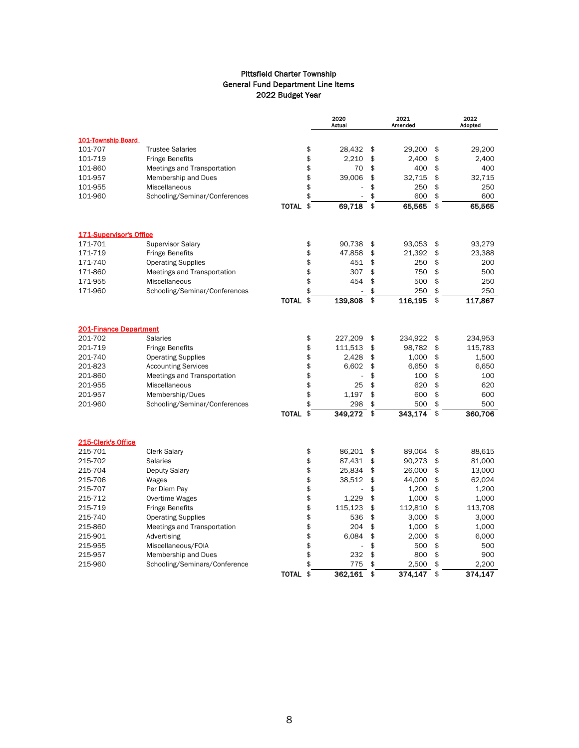# Pittsfield Charter Township
## General Fund Department Line Items
## 2022 Budget Year

| | | 2020 Actual | 2021 Amended | 2022 Adopted |
|---|---|---|---|---|
| **101-Township Board** | | | | |
| 101-707 | Trustee Salaries | $ 28,432 | $ 29,200 | $ 29,200 |
| 101-719 | Fringe Benefits | $ 2,210 | $ 2,400 | $ 2,400 |
| 101-860 | Meetings and Transportation | $ 70 | $ 400 | $ 400 |
| 101-957 | Membership and Dues | $ 39,006 | $ 32,715 | $ 32,715 |
| 101-955 | Miscellaneous | $ - | $ 250 | $ 250 |
| 101-960 | Schooling/Seminar/Conferences | $ - | $ 600 | $ 600 |
| | **TOTAL** | $ **69,718** | $ **65,565** | $ **65,565** |
| **171-Supervisor's Office** | | | | |
| 171-701 | Supervisor Salary | $ 90,738 | $ 93,053 | $ 93,279 |
| 171-719 | Fringe Benefits | $ 47,858 | $ 21,392 | $ 23,388 |
| 171-740 | Operating Supplies | $ 451 | $ 250 | $ 200 |
| 171-860 | Meetings and Transportation | $ 307 | $ 750 | $ 500 |
| 171-955 | Miscellaneous | $ 454 | $ 500 | $ 250 |
| 171-960 | Schooling/Seminar/Conferences | $ - | $ 250 | $ 250 |
| | **TOTAL** | $ **139,808** | $ **116,195** | $ **117,867** |
| **201-Finance Department** | | | | |
| 201-702 | Salaries | $ 227,209 | $ 234,922 | $ 234,953 |
| 201-719 | Fringe Benefits | $ 111,513 | $ 98,782 | $ 115,783 |
| 201-740 | Operating Supplies | $ 2,428 | $ 1,000 | $ 1,500 |
| 201-823 | Accounting Services | $ 6,602 | $ 6,650 | $ 6,650 |
| 201-860 | Meetings and Transportation | $ - | $ 100 | $ 100 |
| 201-955 | Miscellaneous | $ 25 | $ 620 | $ 620 |
| 201-957 | Membership/Dues | $ 1,197 | $ 600 | $ 600 |
| 201-960 | Schooling/Seminar/Conferences | $ 298 | $ 500 | $ 500 |
| | **TOTAL** | $ **349,272** | $ **343,174** | $ **360,706** |
| **215-Clerk's Office** | | | | |
| 215-701 | Clerk Salary | $ 86,201 | $ 89,064 | $ 88,615 |
| 215-702 | Salaries | $ 87,431 | $ 90,273 | $ 81,000 |
| 215-704 | Deputy Salary | $ 25,834 | $ 26,000 | $ 13,000 |
| 215-706 | Wages | $ 38,512 | $ 44,000 | $ 62,024 |
| 215-707 | Per Diem Pay | $ - | $ 1,200 | $ 1,200 |
| 215-712 | Overtime Wages | $ 1,229 | $ 1,000 | $ 1,000 |
| 215-719 | Fringe Benefits | $ 115,123 | $ 112,810 | $ 113,708 |
| 215-740 | Operating Supplies | $ 536 | $ 3,000 | $ 3,000 |
| 215-860 | Meetings and Transportation | $ 204 | $ 1,000 | $ 1,000 |
| 215-901 | Advertising | $ 6,084 | $ 2,000 | $ 6,000 |
| 215-955 | Miscellaneous/FOIA | $ - | $ 500 | $ 500 |
| 215-957 | Membership and Dues | $ 232 | $ 800 | $ 900 |
| 215-960 | Schooling/Seminars/Conference | $ 775 | $ 2,500 | $ 2,200 |
| | **TOTAL** | $ **362,161** | $ **374,147** | $ **374,147** |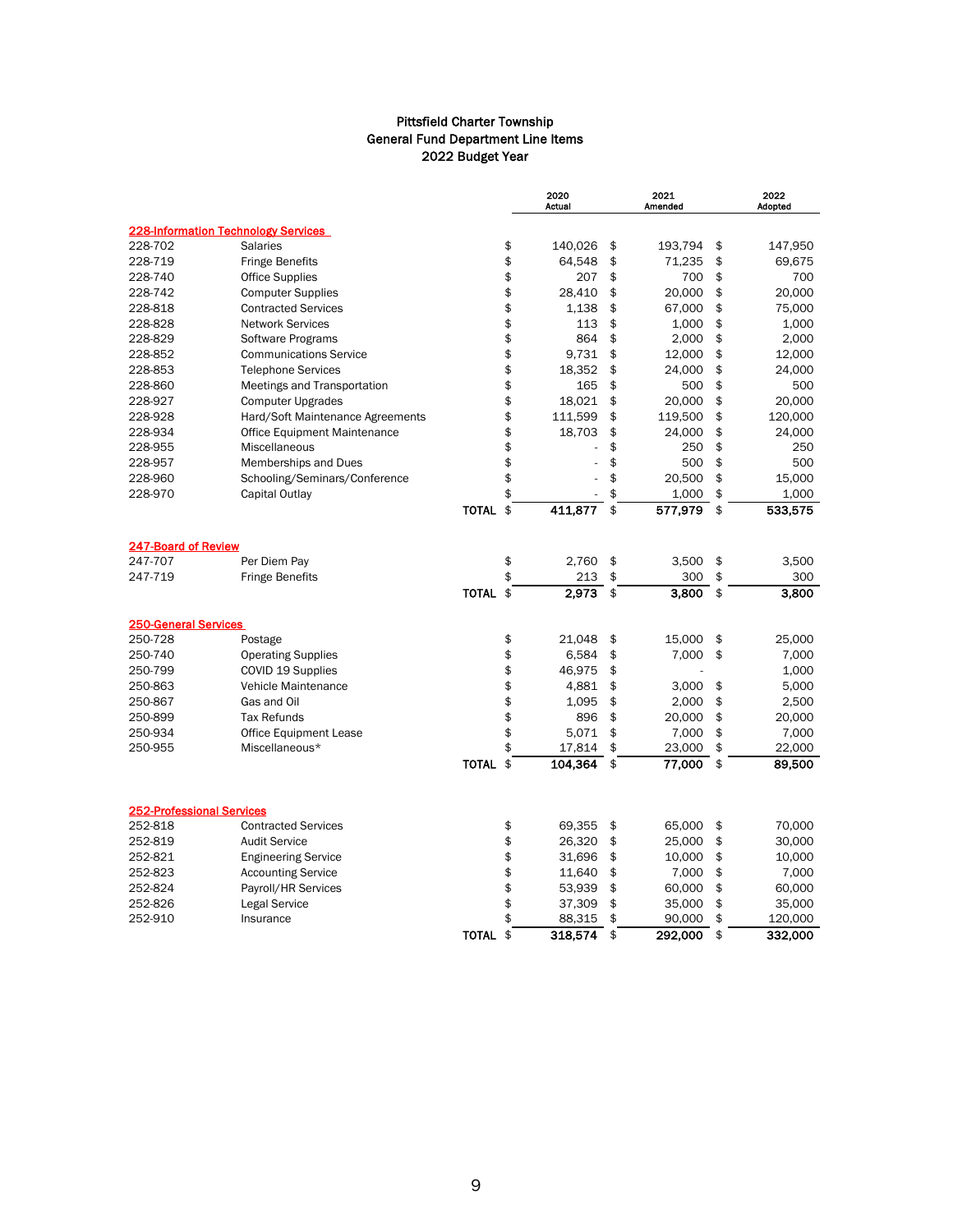# Pittsfield Charter Township
## General Fund Department Line Items
## 2022 Budget Year

| | | 2020 Actual | 2021 Amended | 2022 Adopted |
|---|---|---|---|---|
| **228-Information Technology Services** | | | | |
| 228-702 | Salaries | $ 140,026 | $ 193,794 | $ 147,950 |
| 228-719 | Fringe Benefits | $ 64,548 | $ 71,235 | $ 69,675 |
| 228-740 | Office Supplies | $ 207 | $ 700 | $ 700 |
| 228-742 | Computer Supplies | $ 28,410 | $ 20,000 | $ 20,000 |
| 228-818 | Contracted Services | $ 1,138 | $ 67,000 | $ 75,000 |
| 228-828 | Network Services | $ 113 | $ 1,000 | $ 1,000 |
| 228-829 | Software Programs | $ 864 | $ 2,000 | $ 2,000 |
| 228-852 | Communications Service | $ 9,731 | $ 12,000 | $ 12,000 |
| 228-853 | Telephone Services | $ 18,352 | $ 24,000 | $ 24,000 |
| 228-860 | Meetings and Transportation | $ 165 | $ 500 | $ 500 |
| 228-927 | Computer Upgrades | $ 18,021 | $ 20,000 | $ 20,000 |
| 228-928 | Hard/Soft Maintenance Agreements | $ 111,599 | $ 119,500 | $ 120,000 |
| 228-934 | Office Equipment Maintenance | $ 18,703 | $ 24,000 | $ 24,000 |
| 228-955 | Miscellaneous | $ - | $ 250 | $ 250 |
| 228-957 | Memberships and Dues | $ - | $ 500 | $ 500 |
| 228-960 | Schooling/Seminars/Conference | $ - | $ 20,500 | $ 15,000 |
| 228-970 | Capital Outlay | $ - | $ 1,000 | $ 1,000 |
| | **TOTAL** | **$ 411,877** | **$ 577,979** | **$ 533,575** |
| **247-Board of Review** | | | | |
| 247-707 | Per Diem Pay | $ 2,760 | $ 3,500 | $ 3,500 |
| 247-719 | Fringe Benefits | $ 213 | $ 300 | $ 300 |
| | **TOTAL** | **$ 2,973** | **$ 3,800** | **$ 3,800** |
| **250-General Services** | | | | |
| 250-728 | Postage | $ 21,048 | $ 15,000 | $ 25,000 |
| 250-740 | Operating Supplies | $ 6,584 | $ 7,000 | $ 7,000 |
| 250-799 | COVID 19 Supplies | $ 46,975 | $ - | 1,000 |
| 250-863 | Vehicle Maintenance | $ 4,881 | $ 3,000 | $ 5,000 |
| 250-867 | Gas and Oil | $ 1,095 | $ 2,000 | $ 2,500 |
| 250-899 | Tax Refunds | $ 896 | $ 20,000 | $ 20,000 |
| 250-934 | Office Equipment Lease | $ 5,071 | $ 7,000 | $ 7,000 |
| 250-955 | Miscellaneous* | $ 17,814 | $ 23,000 | $ 22,000 |
| | **TOTAL** | **$ 104,364** | **$ 77,000** | **$ 89,500** |
| **252-Professional Services** | | | | |
| 252-818 | Contracted Services | $ 69,355 | $ 65,000 | $ 70,000 |
| 252-819 | Audit Service | $ 26,320 | $ 25,000 | $ 30,000 |
| 252-821 | Engineering Service | $ 31,696 | $ 10,000 | $ 10,000 |
| 252-823 | Accounting Service | $ 11,640 | $ 7,000 | $ 7,000 |
| 252-824 | Payroll/HR Services | $ 53,939 | $ 60,000 | $ 60,000 |
| 252-826 | Legal Service | $ 37,309 | $ 35,000 | $ 35,000 |
| 252-910 | Insurance | $ 88,315 | $ 90,000 | $ 120,000 |
| | **TOTAL** | **$ 318,574** | **$ 292,000** | **$ 332,000** |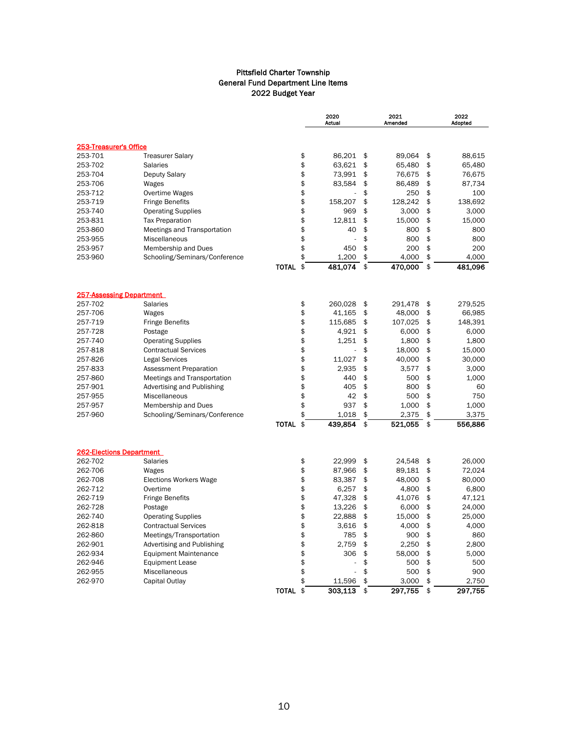# Pittsfield Charter Township
## General Fund Department Line Items
### 2022 Budget Year

| | | 2020 Actual | 2021 Amended | 2022 Adopted |
|---|---|---|---|---|
| **253-Treasurer's Office** | | | | |
| 253-701 | Treasurer Salary | $ 86,201 | $ 89,064 | $ 88,615 |
| 253-702 | Salaries | $ 63,621 | $ 65,480 | $ 65,480 |
| 253-704 | Deputy Salary | $ 73,991 | $ 76,675 | $ 76,675 |
| 253-706 | Wages | $ 83,584 | $ 86,489 | $ 87,734 |
| 253-712 | Overtime Wages | $ - | $ 250 | $ 100 |
| 253-719 | Fringe Benefits | $ 158,207 | $ 128,242 | $ 138,692 |
| 253-740 | Operating Supplies | $ 969 | $ 3,000 | $ 3,000 |
| 253-831 | Tax Preparation | $ 12,811 | $ 15,000 | $ 15,000 |
| 253-860 | Meetings and Transportation | $ 40 | $ 800 | $ 800 |
| 253-955 | Miscellaneous | $ - | $ 800 | $ 800 |
| 253-957 | Membership and Dues | $ 450 | $ 200 | $ 200 |
| 253-960 | Schooling/Seminars/Conference | $ 1,200 | $ 4,000 | $ 4,000 |
| | **TOTAL** | $ **481,074** | $ **470,000** | $ **481,096** |
| **257-Assessing Department** | | | | |
| 257-702 | Salaries | $ 260,028 | $ 291,478 | $ 279,525 |
| 257-706 | Wages | $ 41,165 | $ 48,000 | $ 66,985 |
| 257-719 | Fringe Benefits | $ 115,685 | $ 107,025 | $ 148,391 |
| 257-728 | Postage | $ 4,921 | $ 6,000 | $ 6,000 |
| 257-740 | Operating Supplies | $ 1,251 | $ 1,800 | $ 1,800 |
| 257-818 | Contractual Services | $ - | $ 18,000 | $ 15,000 |
| 257-826 | Legal Services | $ 11,027 | $ 40,000 | $ 30,000 |
| 257-833 | Assessment Preparation | $ 2,935 | $ 3,577 | $ 3,000 |
| 257-860 | Meetings and Transportation | $ 440 | $ 500 | $ 1,000 |
| 257-901 | Advertising and Publishing | $ 405 | $ 800 | $ 60 |
| 257-955 | Miscellaneous | $ 42 | $ 500 | $ 750 |
| 257-957 | Membership and Dues | $ 937 | $ 1,000 | $ 1,000 |
| 257-960 | Schooling/Seminars/Conference | $ 1,018 | $ 2,375 | $ 3,375 |
| | **TOTAL** | $ **439,854** | $ **521,055** | $ **556,886** |
| **262-Elections Department** | | | | |
| 262-702 | Salaries | $ 22,999 | $ 24,548 | $ 26,000 |
| 262-706 | Wages | $ 87,966 | $ 89,181 | $ 72,024 |
| 262-708 | Elections Workers Wage | $ 83,387 | $ 48,000 | $ 80,000 |
| 262-712 | Overtime | $ 6,257 | $ 4,800 | $ 6,800 |
| 262-719 | Fringe Benefits | $ 47,328 | $ 41,076 | $ 47,121 |
| 262-728 | Postage | $ 13,226 | $ 6,000 | $ 24,000 |
| 262-740 | Operating Supplies | $ 22,888 | $ 15,000 | $ 25,000 |
| 262-818 | Contractual Services | $ 3,616 | $ 4,000 | $ 4,000 |
| 262-860 | Meetings/Transportation | $ 785 | $ 900 | $ 860 |
| 262-901 | Advertising and Publishing | $ 2,759 | $ 2,250 | $ 2,800 |
| 262-934 | Equipment Maintenance | $ 306 | $ 58,000 | $ 5,000 |
| 262-946 | Equipment Lease | $ - | $ 500 | $ 500 |
| 262-955 | Miscellaneous | $ - | $ 500 | $ 900 |
| 262-970 | Capital Outlay | $ 11,596 | $ 3,000 | $ 2,750 |
| | **TOTAL** | $ **303,113** | $ **297,755** | $ **297,755** |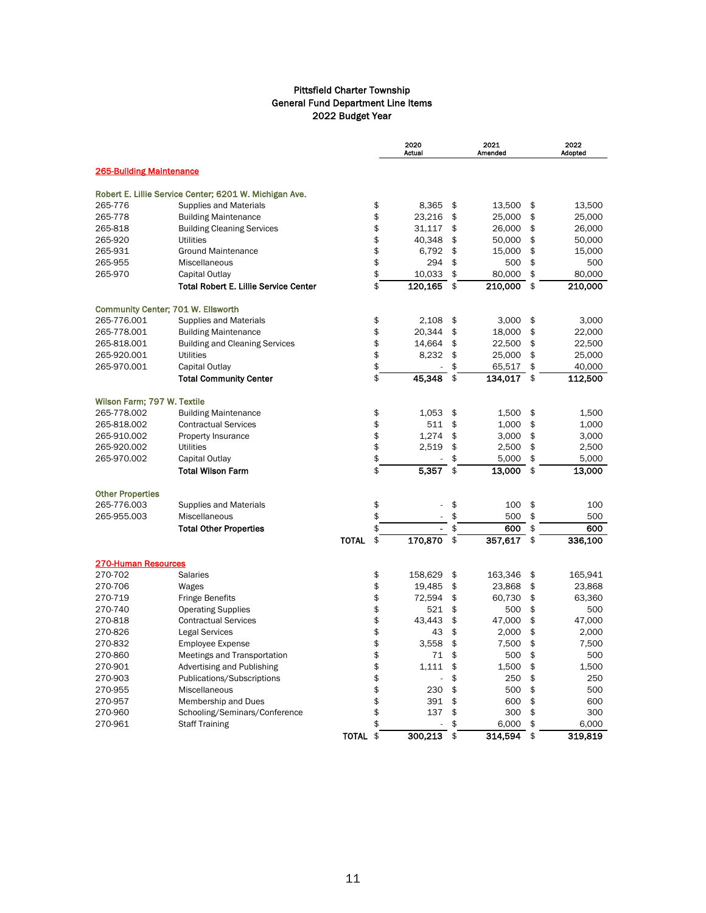# Pittsfield Charter Township
## General Fund Department Line Items
## 2022 Budget Year

| | | 2020 Actual | 2021 Amended | 2022 Adopted |
|---|---|---|---|---|
| **265-Building Maintenance** | | | | |
| **Robert E. Lillie Service Center; 6201 W. Michigan Ave.** | | | | |
| 265-776 | Supplies and Materials | $ 8,365 | $ 13,500 | $ 13,500 |
| 265-778 | Building Maintenance | $ 23,216 | $ 25,000 | $ 25,000 |
| 265-818 | Building Cleaning Services | $ 31,117 | $ 26,000 | $ 26,000 |
| 265-920 | Utilities | $ 40,348 | $ 50,000 | $ 50,000 |
| 265-931 | Ground Maintenance | $ 6,792 | $ 15,000 | $ 15,000 |
| 265-955 | Miscellaneous | $ 294 | $ 500 | $ 500 |
| 265-970 | Capital Outlay | $ 10,033 | $ 80,000 | $ 80,000 |
| | **Total Robert E. Lillie Service Center** | **$ 120,165** | **$ 210,000** | **$ 210,000** |
| **Community Center; 701 W. Ellsworth** | | | | |
| 265-776.001 | Supplies and Materials | $ 2,108 | $ 3,000 | $ 3,000 |
| 265-778.001 | Building Maintenance | $ 20,344 | $ 18,000 | $ 22,000 |
| 265-818.001 | Building and Cleaning Services | $ 14,664 | $ 22,500 | $ 22,500 |
| 265-920.001 | Utilities | $ 8,232 | $ 25,000 | $ 25,000 |
| 265-970.001 | Capital Outlay | $ - | $ 65,517 | $ 40,000 |
| | **Total Community Center** | **$ 45,348** | **$ 134,017** | **$ 112,500** |
| **Wilson Farm; 797 W. Textile** | | | | |
| 265-778.002 | Building Maintenance | $ 1,053 | $ 1,500 | $ 1,500 |
| 265-818.002 | Contractual Services | $ 511 | $ 1,000 | $ 1,000 |
| 265-910.002 | Property Insurance | $ 1,274 | $ 3,000 | $ 3,000 |
| 265-920.002 | Utilities | $ 2,519 | $ 2,500 | $ 2,500 |
| 265-970.002 | Capital Outlay | $ - | $ 5,000 | $ 5,000 |
| | **Total Wilson Farm** | **$ 5,357** | **$ 13,000** | **$ 13,000** |
| **Other Properties** | | | | |
| 265-776.003 | Supplies and Materials | $ - | $ 100 | $ 100 |
| 265-955.003 | Miscellaneous | $ - | $ 500 | $ 500 |
| | **Total Other Properties** | **$ -** | **$ 600** | **$ 600** |
| | **TOTAL** | **$ 170,870** | **$ 357,617** | **$ 336,100** |
| **270-Human Resources** | | | | |
| 270-702 | Salaries | $ 158,629 | $ 163,346 | $ 165,941 |
| 270-706 | Wages | $ 19,485 | $ 23,868 | $ 23,868 |
| 270-719 | Fringe Benefits | $ 72,594 | $ 60,730 | $ 63,360 |
| 270-740 | Operating Supplies | $ 521 | $ 500 | $ 500 |
| 270-818 | Contractual Services | $ 43,443 | $ 47,000 | $ 47,000 |
| 270-826 | Legal Services | $ 43 | $ 2,000 | $ 2,000 |
| 270-832 | Employee Expense | $ 3,558 | $ 7,500 | $ 7,500 |
| 270-860 | Meetings and Transportation | $ 71 | $ 500 | $ 500 |
| 270-901 | Advertising and Publishing | $ 1,111 | $ 1,500 | $ 1,500 |
| 270-903 | Publications/Subscriptions | $ - | $ 250 | $ 250 |
| 270-955 | Miscellaneous | $ 230 | $ 500 | $ 500 |
| 270-957 | Membership and Dues | $ 391 | $ 600 | $ 600 |
| 270-960 | Schooling/Seminars/Conference | $ 137 | $ 300 | $ 300 |
| 270-961 | Staff Training | $ - | $ 6,000 | $ 6,000 |
| | **TOTAL** | **$ 300,213** | **$ 314,594** | **$ 319,819** |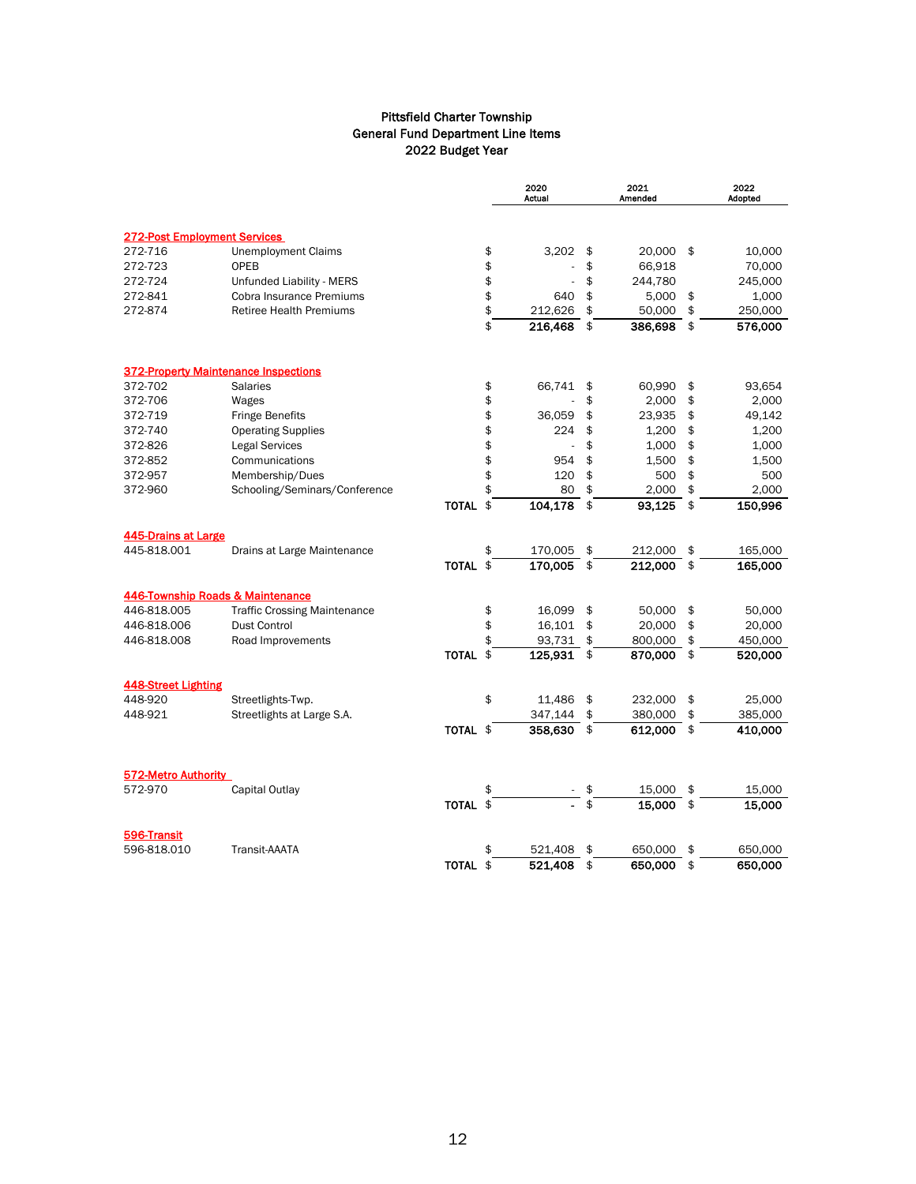# Pittsfield Charter Township
## General Fund Department Line Items
## 2022 Budget Year

| | | | 2020 Actual | 2021 Amended | 2022 Adopted |
|---|---|---|---|---|---|
| **272-Post Employment Services** | | | | | |
| 272-716 | Unemployment Claims | | $ 3,202 | $ 20,000 | $ 10,000 |
| 272-723 | OPEB | | $ - | $ 66,918 | 70,000 |
| 272-724 | Unfunded Liability - MERS | | $ - | $ 244,780 | 245,000 |
| 272-841 | Cobra Insurance Premiums | | $ 640 | $ 5,000 | $ 1,000 |
| 272-874 | Retiree Health Premiums | | $ 212,626 | $ 50,000 | $ 250,000 |
| | | | $ **216,468** | $ **386,698** | $ **576,000** |
| **372-Property Maintenance Inspections** | | | | | |
| 372-702 | Salaries | | $ 66,741 | $ 60,990 | $ 93,654 |
| 372-706 | Wages | | $ - | $ 2,000 | $ 2,000 |
| 372-719 | Fringe Benefits | | $ 36,059 | $ 23,935 | $ 49,142 |
| 372-740 | Operating Supplies | | $ 224 | $ 1,200 | $ 1,200 |
| 372-826 | Legal Services | | $ - | $ 1,000 | $ 1,000 |
| 372-852 | Communications | | $ 954 | $ 1,500 | $ 1,500 |
| 372-957 | Membership/Dues | | $ 120 | $ 500 | $ 500 |
| 372-960 | Schooling/Seminars/Conference | | $ 80 | $ 2,000 | $ 2,000 |
| | | **TOTAL** | $ **104,178** | $ **93,125** | $ **150,996** |
| **445-Drains at Large** | | | | | |
| 445-818.001 | Drains at Large Maintenance | | $ 170,005 | $ 212,000 | $ 165,000 |
| | | **TOTAL** | $ **170,005** | $ **212,000** | $ **165,000** |
| **446-Township Roads & Maintenance** | | | | | |
| 446-818.005 | Traffic Crossing Maintenance | | $ 16,099 | $ 50,000 | $ 50,000 |
| 446-818.006 | Dust Control | | $ 16,101 | $ 20,000 | $ 20,000 |
| 446-818.008 | Road Improvements | | $ 93,731 | $ 800,000 | $ 450,000 |
| | | **TOTAL** | $ **125,931** | $ **870,000** | $ **520,000** |
| **448-Street Lighting** | | | | | |
| 448-920 | Streetlights-Twp. | | $ 11,486 | $ 232,000 | $ 25,000 |
| 448-921 | Streetlights at Large S.A. | | 347,144 | $ 380,000 | $ 385,000 |
| | | **TOTAL** | $ **358,630** | $ **612,000** | $ **410,000** |
| **572-Metro Authority** | | | | | |
| 572-970 | Capital Outlay | | $ - | $ 15,000 | $ 15,000 |
| | | **TOTAL** | $ **-** | $ **15,000** | $ **15,000** |
| **596-Transit** | | | | | |
| 596-818.010 | Transit-AAATA | | $ 521,408 | $ 650,000 | $ 650,000 |
| | | **TOTAL** | $ **521,408** | $ **650,000** | $ **650,000** |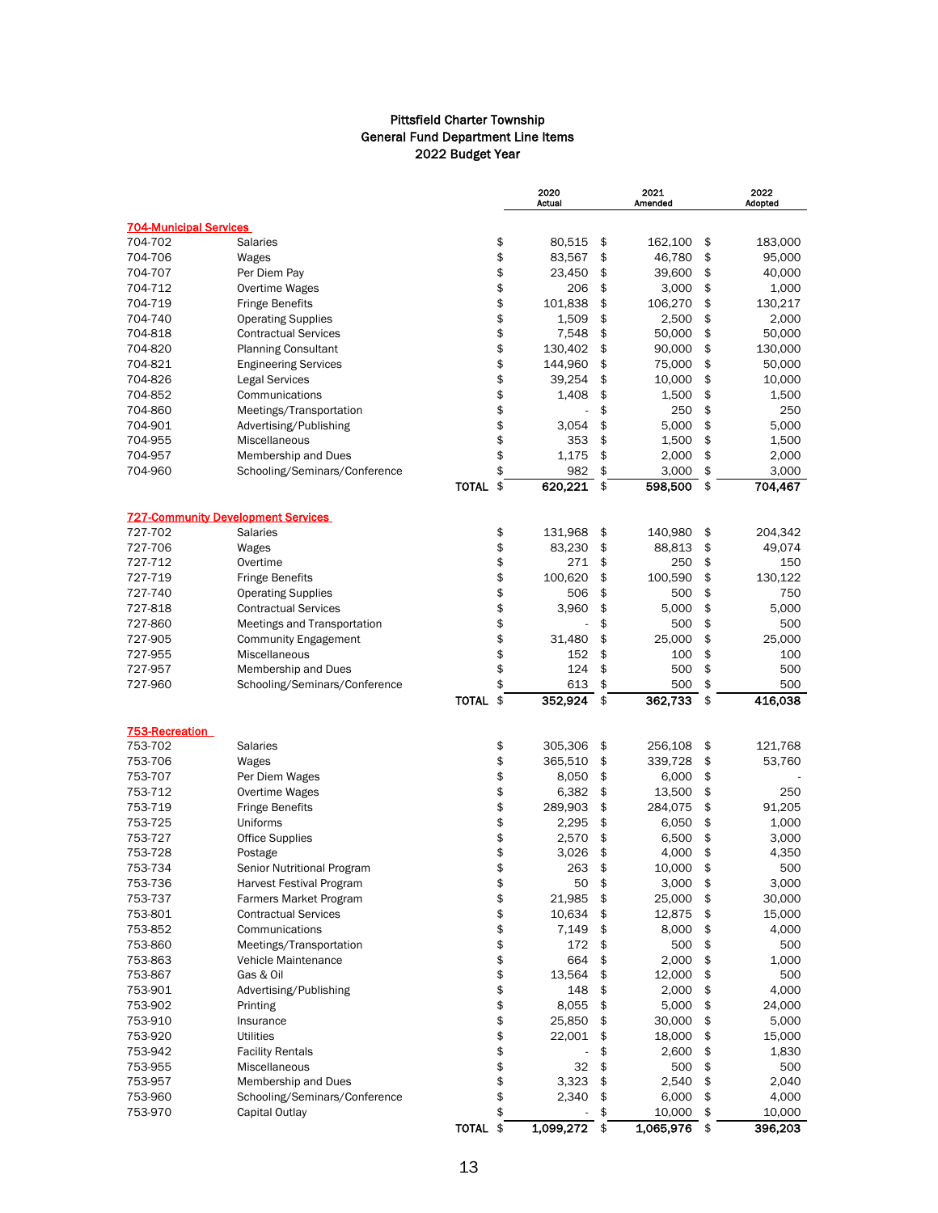# Pittsfield Charter Township
## General Fund Department Line Items
## 2022 Budget Year

| | | 2020 Actual | 2021 Amended | 2022 Adopted |
|---|---|---|---|---|
| **704-Municipal Services** | | | | |
| 704-702 | Salaries | $ 80,515 | $ 162,100 | $ 183,000 |
| 704-706 | Wages | $ 83,567 | $ 46,780 | $ 95,000 |
| 704-707 | Per Diem Pay | $ 23,450 | $ 39,600 | $ 40,000 |
| 704-712 | Overtime Wages | $ 206 | $ 3,000 | $ 1,000 |
| 704-719 | Fringe Benefits | $ 101,838 | $ 106,270 | $ 130,217 |
| 704-740 | Operating Supplies | $ 1,509 | $ 2,500 | $ 2,000 |
| 704-818 | Contractual Services | $ 7,548 | $ 50,000 | $ 50,000 |
| 704-820 | Planning Consultant | $ 130,402 | $ 90,000 | $ 130,000 |
| 704-821 | Engineering Services | $ 144,960 | $ 75,000 | $ 50,000 |
| 704-826 | Legal Services | $ 39,254 | $ 10,000 | $ 10,000 |
| 704-852 | Communications | $ 1,408 | $ 1,500 | $ 1,500 |
| 704-860 | Meetings/Transportation | $ - | $ 250 | $ 250 |
| 704-901 | Advertising/Publishing | $ 3,054 | $ 5,000 | $ 5,000 |
| 704-955 | Miscellaneous | $ 353 | $ 1,500 | $ 1,500 |
| 704-957 | Membership and Dues | $ 1,175 | $ 2,000 | $ 2,000 |
| 704-960 | Schooling/Seminars/Conference | $ 982 | $ 3,000 | $ 3,000 |
| | **TOTAL** | **$ 620,221** | **$ 598,500** | **$ 704,467** |
| **727-Community Development Services** | | | | |
| 727-702 | Salaries | $ 131,968 | $ 140,980 | $ 204,342 |
| 727-706 | Wages | $ 83,230 | $ 88,813 | $ 49,074 |
| 727-712 | Overtime | $ 271 | $ 250 | $ 150 |
| 727-719 | Fringe Benefits | $ 100,620 | $ 100,590 | $ 130,122 |
| 727-740 | Operating Supplies | $ 506 | $ 500 | $ 750 |
| 727-818 | Contractual Services | $ 3,960 | $ 5,000 | $ 5,000 |
| 727-860 | Meetings and Transportation | $ - | $ 500 | $ 500 |
| 727-905 | Community Engagement | $ 31,480 | $ 25,000 | $ 25,000 |
| 727-955 | Miscellaneous | $ 152 | $ 100 | $ 100 |
| 727-957 | Membership and Dues | $ 124 | $ 500 | $ 500 |
| 727-960 | Schooling/Seminars/Conference | $ 613 | $ 500 | $ 500 |
| | **TOTAL** | **$ 352,924** | **$ 362,733** | **$ 416,038** |
| **753-Recreation** | | | | |
| 753-702 | Salaries | $ 305,306 | $ 256,108 | $ 121,768 |
| 753-706 | Wages | $ 365,510 | $ 339,728 | $ 53,760 |
| 753-707 | Per Diem Wages | $ 8,050 | $ 6,000 | $ - |
| 753-712 | Overtime Wages | $ 6,382 | $ 13,500 | $ 250 |
| 753-719 | Fringe Benefits | $ 289,903 | $ 284,075 | $ 91,205 |
| 753-725 | Uniforms | $ 2,295 | $ 6,050 | $ 1,000 |
| 753-727 | Office Supplies | $ 2,570 | $ 6,500 | $ 3,000 |
| 753-728 | Postage | $ 3,026 | $ 4,000 | $ 4,350 |
| 753-734 | Senior Nutritional Program | $ 263 | $ 10,000 | $ 500 |
| 753-736 | Harvest Festival Program | $ 50 | $ 3,000 | $ 3,000 |
| 753-737 | Farmers Market Program | $ 21,985 | $ 25,000 | $ 30,000 |
| 753-801 | Contractual Services | $ 10,634 | $ 12,875 | $ 15,000 |
| 753-852 | Communications | $ 7,149 | $ 8,000 | $ 4,000 |
| 753-860 | Meetings/Transportation | $ 172 | $ 500 | $ 500 |
| 753-863 | Vehicle Maintenance | $ 664 | $ 2,000 | $ 1,000 |
| 753-867 | Gas & Oil | $ 13,564 | $ 12,000 | $ 500 |
| 753-901 | Advertising/Publishing | $ 148 | $ 2,000 | $ 4,000 |
| 753-902 | Printing | $ 8,055 | $ 5,000 | $ 24,000 |
| 753-910 | Insurance | $ 25,850 | $ 30,000 | $ 5,000 |
| 753-920 | Utilities | $ 22,001 | $ 18,000 | $ 15,000 |
| 753-942 | Facility Rentals | $ - | $ 2,600 | $ 1,830 |
| 753-955 | Miscellaneous | $ 32 | $ 500 | $ 500 |
| 753-957 | Membership and Dues | $ 3,323 | $ 2,540 | $ 2,040 |
| 753-960 | Schooling/Seminars/Conference | $ 2,340 | $ 6,000 | $ 4,000 |
| 753-970 | Capital Outlay | $ - | $ 10,000 | $ 10,000 |
| | **TOTAL** | **$ 1,099,272** | **$ 1,065,976** | **$ 396,203** |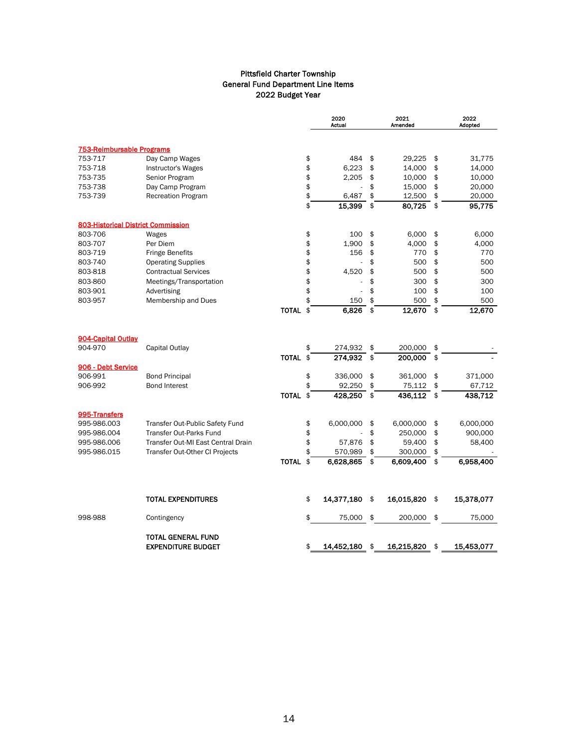# Pittsfield Charter Township
## General Fund Department Line Items
## 2022 Budget Year

| Account | Description | | 2020 Actual | 2021 Amended | 2022 Adopted |
|---|---|---|---|---|---|
| **753-Reimbursable Programs** | | | | | |
| 753-717 | Day Camp Wages | | $ 484 | $ 29,225 | $ 31,775 |
| 753-718 | Instructor's Wages | | $ 6,223 | $ 14,000 | $ 14,000 |
| 753-735 | Senior Program | | $ 2,205 | $ 10,000 | $ 10,000 |
| 753-738 | Day Camp Program | | $ - | $ 15,000 | $ 20,000 |
| 753-739 | Recreation Program | | $ 6,487 | $ 12,500 | $ 20,000 |
| | | | **$ 15,399** | **$ 80,725** | **$ 95,775** |
| **803-Historical District Commission** | | | | | |
| 803-706 | Wages | | $ 100 | $ 6,000 | $ 6,000 |
| 803-707 | Per Diem | | $ 1,900 | $ 4,000 | $ 4,000 |
| 803-719 | Fringe Benefits | | $ 156 | $ 770 | $ 770 |
| 803-740 | Operating Supplies | | $ - | $ 500 | $ 500 |
| 803-818 | Contractual Services | | $ 4,520 | $ 500 | $ 500 |
| 803-860 | Meetings/Transportation | | $ - | $ 300 | $ 300 |
| 803-901 | Advertising | | $ - | $ 100 | $ 100 |
| 803-957 | Membership and Dues | | $ 150 | $ 500 | $ 500 |
| | | **TOTAL** | **$ 6,826** | **$ 12,670** | **$ 12,670** |
| **904-Capital Outlay** | | | | | |
| 904-970 | Capital Outlay | | $ 274,932 | $ 200,000 | $ - |
| | | **TOTAL** | **$ 274,932** | **$ 200,000** | **$ -** |
| **906 - Debt Service** | | | | | |
| 906-991 | Bond Principal | | $ 336,000 | $ 361,000 | $ 371,000 |
| 906-992 | Bond Interest | | $ 92,250 | $ 75,112 | $ 67,712 |
| | | **TOTAL** | **$ 428,250** | **$ 436,112** | **$ 438,712** |
| **995-Transfers** | | | | | |
| 995-986.003 | Transfer Out-Public Safety Fund | | $ 6,000,000 | $ 6,000,000 | $ 6,000,000 |
| 995-986.004 | Transfer Out-Parks Fund | | $ - | $ 250,000 | $ 900,000 |
| 995-986.006 | Transfer Out-MI East Central Drain | | $ 57,876 | $ 59,400 | $ 58,400 |
| 995-986.015 | Transfer Out-Other CI Projects | | $ 570,989 | $ 300,000 | $ - |
| | | **TOTAL** | **$ 6,628,865** | **$ 6,609,400** | **$ 6,958,400** |
| | **TOTAL EXPENDITURES** | | **$ 14,377,180** | **$ 16,015,820** | **$ 15,378,077** |
| 998-988 | Contingency | | $ 75,000 | $ 200,000 | $ 75,000 |
| | **TOTAL GENERAL FUND EXPENDITURE BUDGET** | | **$ 14,452,180** | **$ 16,215,820** | **$ 15,453,077** |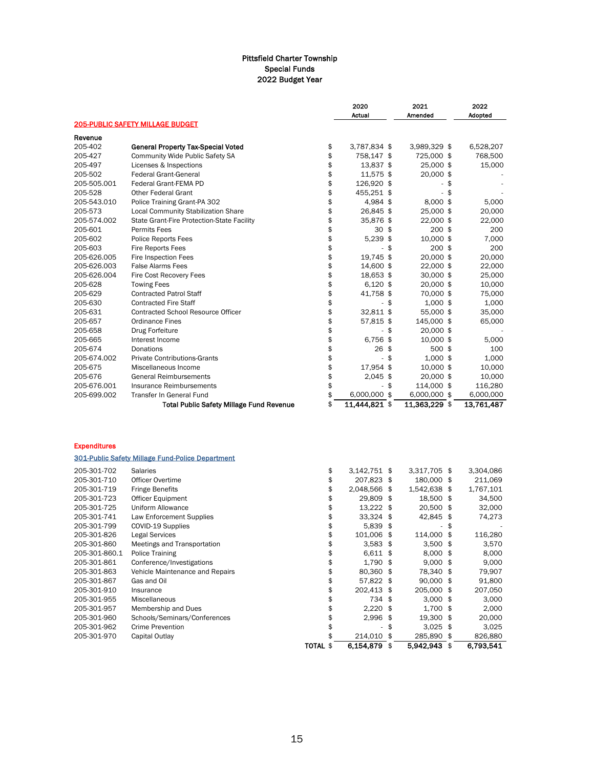# Pittsfield Charter Township
## Special Funds
## 2022 Budget Year

**205-PUBLIC SAFETY MILLAGE BUDGET**

| | | 2020 Actual | 2021 Amended | 2022 Adopted |
|---|---|---|---|---|
| **Revenue** | | | | |
| 205-402 | **General Property Tax-Special Voted** | $ 3,787,834 | $ 3,989,329 | $ 6,528,207 |
| 205-427 | Community Wide Public Safety SA | $ 758,147 | $ 725,000 | $ 768,500 |
| 205-497 | Licenses & Inspections | $ 13,837 | $ 25,000 | $ 15,000 |
| 205-502 | Federal Grant-General | $ 11,575 | $ 20,000 | $ - |
| 205-505.001 | Federal Grant-FEMA PD | $ 126,920 | $ - | $ - |
| 205-528 | Other Federal Grant | $ 455,251 | $ - | $ - |
| 205-543.010 | Police Training Grant-PA 302 | $ 4,984 | $ 8,000 | $ 5,000 |
| 205-573 | Local Community Stabilization Share | $ 26,845 | $ 25,000 | $ 20,000 |
| 205-574.002 | State Grant-Fire Protection-State Facility | $ 35,876 | $ 22,000 | $ 22,000 |
| 205-601 | Permits Fees | $ 30 | $ 200 | $ 200 |
| 205-602 | Police Reports Fees | $ 5,239 | $ 10,000 | $ 7,000 |
| 205-603 | Fire Reports Fees | $ - | $ 200 | $ 200 |
| 205-626.005 | Fire Inspection Fees | $ 19,745 | $ 20,000 | $ 20,000 |
| 205-626.003 | False Alarms Fees | $ 14,600 | $ 22,000 | $ 22,000 |
| 205-626.004 | Fire Cost Recovery Fees | $ 18,653 | $ 30,000 | $ 25,000 |
| 205-628 | Towing Fees | $ 6,120 | $ 20,000 | $ 10,000 |
| 205-629 | Contracted Patrol Staff | $ 41,758 | $ 70,000 | $ 75,000 |
| 205-630 | Contracted Fire Staff | $ - | $ 1,000 | $ 1,000 |
| 205-631 | Contracted School Resource Officer | $ 32,811 | $ 55,000 | $ 35,000 |
| 205-657 | Ordinance Fines | $ 57,815 | $ 145,000 | $ 65,000 |
| 205-658 | Drug Forfeiture | $ - | $ 20,000 | $ - |
| 205-665 | Interest Income | $ 6,756 | $ 10,000 | $ 5,000 |
| 205-674 | Donations | $ 26 | $ 500 | $ 100 |
| 205-674.002 | Private Contributions-Grants | $ - | $ 1,000 | $ 1,000 |
| 205-675 | Miscellaneous Income | $ 17,954 | $ 10,000 | $ 10,000 |
| 205-676 | General Reimbursements | $ 2,045 | $ 20,000 | $ 10,000 |
| 205-676.001 | Insurance Reimbursements | $ - | $ 114,000 | $ 116,280 |
| 205-699.002 | Transfer In General Fund | $ 6,000,000 | $ 6,000,000 | $ 6,000,000 |
| | **Total Public Safety Millage Fund Revenue** | **$ 11,444,821** | **$ 11,363,229** | **$ 13,761,487** |

**Expenditures**

**301-Public Safety Millage Fund-Police Department**

| | | 2020 Actual | 2021 Amended | 2022 Adopted |
|---|---|---|---|---|
| 205-301-702 | Salaries | $ 3,142,751 | $ 3,317,705 | $ 3,304,086 |
| 205-301-710 | Officer Overtime | $ 207,823 | $ 180,000 | $ 211,069 |
| 205-301-719 | Fringe Benefits | $ 2,048,566 | $ 1,542,638 | $ 1,767,101 |
| 205-301-723 | Officer Equipment | $ 29,809 | $ 18,500 | $ 34,500 |
| 205-301-725 | Uniform Allowance | $ 13,222 | $ 20,500 | $ 32,000 |
| 205-301-741 | Law Enforcement Supplies | $ 33,324 | $ 42,845 | $ 74,273 |
| 205-301-799 | COVID-19 Supplies | $ 5,839 | $ - | $ - |
| 205-301-826 | Legal Services | $ 101,006 | $ 114,000 | $ 116,280 |
| 205-301-860 | Meetings and Transportation | $ 3,583 | $ 3,500 | $ 3,570 |
| 205-301-860.1 | Police Training | $ 6,611 | $ 8,000 | $ 8,000 |
| 205-301-861 | Conference/Investigations | $ 1,790 | $ 9,000 | $ 9,000 |
| 205-301-863 | Vehicle Maintenance and Repairs | $ 80,360 | $ 78,340 | $ 79,907 |
| 205-301-867 | Gas and Oil | $ 57,822 | $ 90,000 | $ 91,800 |
| 205-301-910 | Insurance | $ 202,413 | $ 205,000 | $ 207,050 |
| 205-301-955 | Miscellaneous | $ 734 | $ 3,000 | $ 3,000 |
| 205-301-957 | Membership and Dues | $ 2,220 | $ 1,700 | $ 2,000 |
| 205-301-960 | Schools/Seminars/Conferences | $ 2,996 | $ 19,300 | $ 20,000 |
| 205-301-962 | Crime Prevention | $ - | $ 3,025 | $ 3,025 |
| 205-301-970 | Capital Outlay | $ 214,010 | $ 285,890 | $ 826,880 |
| | **TOTAL** | **$ 6,154,879** | **$ 5,942,943** | **$ 6,793,541** |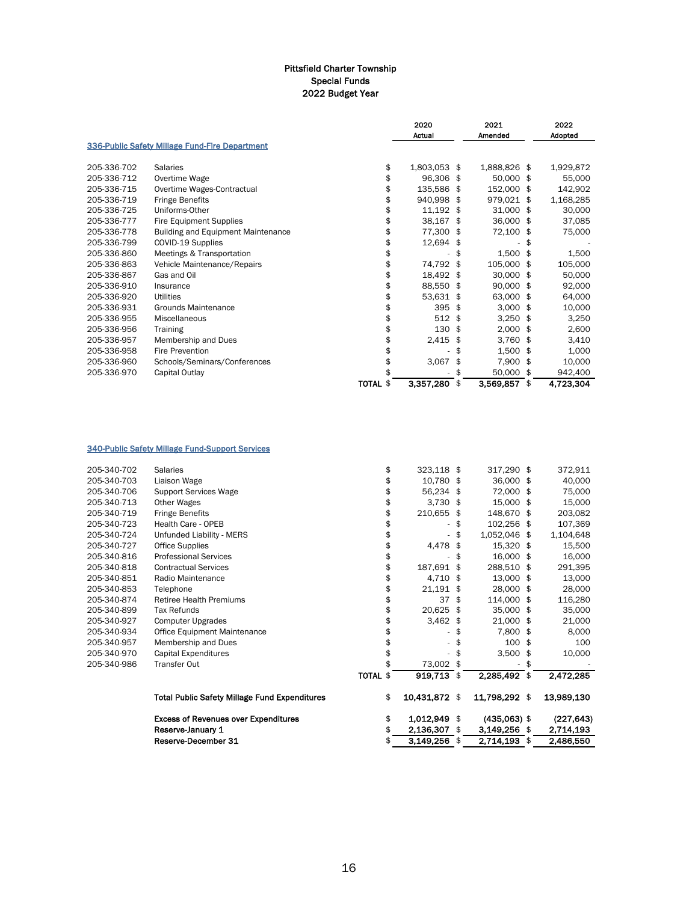# Pittsfield Charter Township
## Special Funds
## 2022 Budget Year

### 336-Public Safety Millage Fund-Fire Department

| Account | Description | 2020 Actual | 2021 Amended | 2022 Adopted |
|---|---|---|---|---|
| 205-336-702 | Salaries | $ 1,803,053 | $ 1,888,826 | $ 1,929,872 |
| 205-336-712 | Overtime Wage | $ 96,306 | $ 50,000 | $ 55,000 |
| 205-336-715 | Overtime Wages-Contractual | $ 135,586 | $ 152,000 | $ 142,902 |
| 205-336-719 | Fringe Benefits | $ 940,998 | $ 979,021 | $ 1,168,285 |
| 205-336-725 | Uniforms-Other | $ 11,192 | $ 31,000 | $ 30,000 |
| 205-336-777 | Fire Equipment Supplies | $ 38,167 | $ 36,000 | $ 37,085 |
| 205-336-778 | Building and Equipment Maintenance | $ 77,300 | $ 72,100 | $ 75,000 |
| 205-336-799 | COVID-19 Supplies | $ 12,694 | $ - | $ - |
| 205-336-860 | Meetings & Transportation | $ - | $ 1,500 | $ 1,500 |
| 205-336-863 | Vehicle Maintenance/Repairs | $ 74,792 | $ 105,000 | $ 105,000 |
| 205-336-867 | Gas and Oil | $ 18,492 | $ 30,000 | $ 50,000 |
| 205-336-910 | Insurance | $ 88,550 | $ 90,000 | $ 92,000 |
| 205-336-920 | Utilities | $ 53,631 | $ 63,000 | $ 64,000 |
| 205-336-931 | Grounds Maintenance | $ 395 | $ 3,000 | $ 10,000 |
| 205-336-955 | Miscellaneous | $ 512 | $ 3,250 | $ 3,250 |
| 205-336-956 | Training | $ 130 | $ 2,000 | $ 2,600 |
| 205-336-957 | Membership and Dues | $ 2,415 | $ 3,760 | $ 3,410 |
| 205-336-958 | Fire Prevention | $ - | $ 1,500 | $ 1,000 |
| 205-336-960 | Schools/Seminars/Conferences | $ 3,067 | $ 7,900 | $ 10,000 |
| 205-336-970 | Capital Outlay | $ - | $ 50,000 | $ 942,400 |
| | **TOTAL** | **$ 3,357,280** | **$ 3,569,857** | **$ 4,723,304** |

### 340-Public Safety Millage Fund-Support Services

| Account | Description | 2020 Actual | 2021 Amended | 2022 Adopted |
|---|---|---|---|---|
| 205-340-702 | Salaries | $ 323,118 | $ 317,290 | $ 372,911 |
| 205-340-703 | Liaison Wage | $ 10,780 | $ 36,000 | $ 40,000 |
| 205-340-706 | Support Services Wage | $ 56,234 | $ 72,000 | $ 75,000 |
| 205-340-713 | Other Wages | $ 3,730 | $ 15,000 | $ 15,000 |
| 205-340-719 | Fringe Benefits | $ 210,655 | $ 148,670 | $ 203,082 |
| 205-340-723 | Health Care - OPEB | $ - | $ 102,256 | $ 107,369 |
| 205-340-724 | Unfunded Liability - MERS | $ - | $ 1,052,046 | $ 1,104,648 |
| 205-340-727 | Office Supplies | $ 4,478 | $ 15,320 | $ 15,500 |
| 205-340-816 | Professional Services | $ - | $ 16,000 | $ 16,000 |
| 205-340-818 | Contractual Services | $ 187,691 | $ 288,510 | $ 291,395 |
| 205-340-851 | Radio Maintenance | $ 4,710 | $ 13,000 | $ 13,000 |
| 205-340-853 | Telephone | $ 21,191 | $ 28,000 | $ 28,000 |
| 205-340-874 | Retiree Health Premiums | $ 37 | $ 114,000 | $ 116,280 |
| 205-340-899 | Tax Refunds | $ 20,625 | $ 35,000 | $ 35,000 |
| 205-340-927 | Computer Upgrades | $ 3,462 | $ 21,000 | $ 21,000 |
| 205-340-934 | Office Equipment Maintenance | $ - | $ 7,800 | $ 8,000 |
| 205-340-957 | Membership and Dues | $ - | $ 100 | $ 100 |
| 205-340-970 | Capital Expenditures | $ - | $ 3,500 | $ 10,000 |
| 205-340-986 | Transfer Out | $ 73,002 | $ - | $ - |
| | **TOTAL** | **$ 919,713** | **$ 2,285,492** | **$ 2,472,285** |

| | 2020 Actual | 2021 Amended | 2022 Adopted |
|---|---|---|---|
| **Total Public Safety Millage Fund Expenditures** | **$ 10,431,872** | **$ 11,798,292** | **$ 13,989,130** |
| **Excess of Revenues over Expenditures** | **$ 1,012,949** | **$ (435,063)** | **$ (227,643)** |
| **Reserve-January 1** | **$ 2,136,307** | **$ 3,149,256** | **$ 2,714,193** |
| **Reserve-December 31** | **$ 3,149,256** | **$ 2,714,193** | **$ 2,486,550** |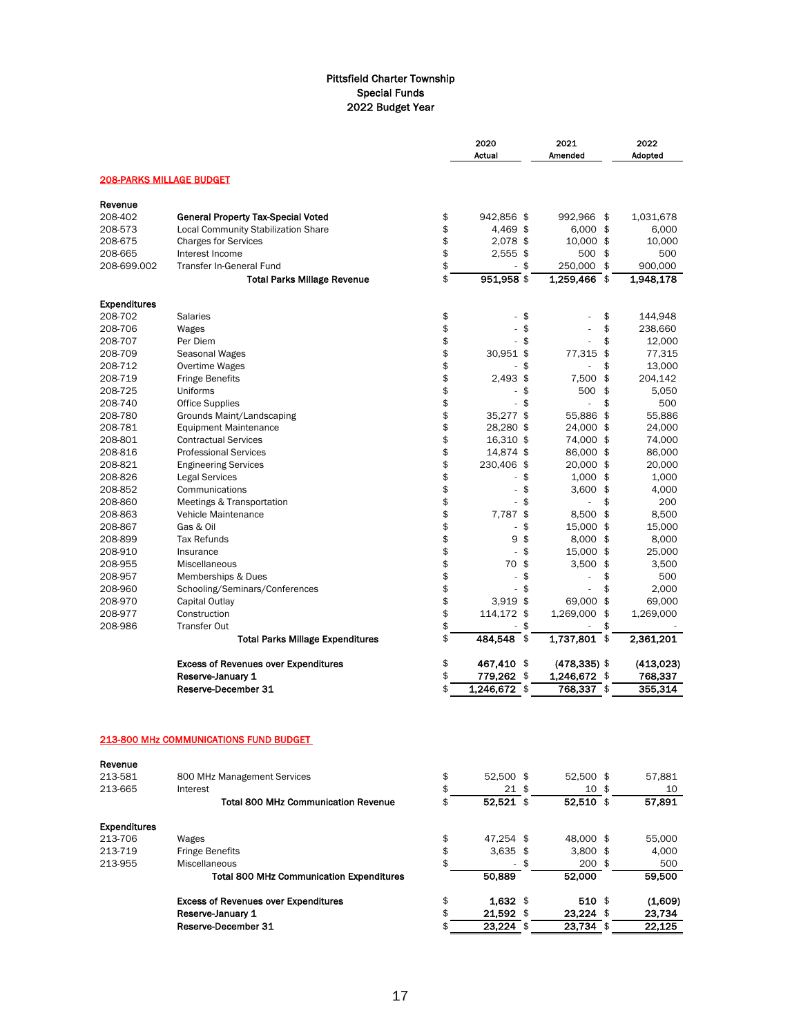# Pittsfield Charter Township
## Special Funds
## 2022 Budget Year

### 208-PARKS MILLAGE BUDGET

| Account | Description | 2020 Actual | 2021 Amended | 2022 Adopted |
|---|---|---|---|---|
| **Revenue** | | | | |
| 208-402 | **General Property Tax-Special Voted** | $ 942,856 | $ 992,966 | $ 1,031,678 |
| 208-573 | Local Community Stabilization Share | $ 4,469 | $ 6,000 | $ 6,000 |
| 208-675 | Charges for Services | $ 2,078 | $ 10,000 | $ 10,000 |
| 208-665 | Interest Income | $ 2,555 | $ 500 | $ 500 |
| 208-699.002 | Transfer In-General Fund | $ - | $ 250,000 | $ 900,000 |
| | **Total Parks Millage Revenue** | **$ 951,958** | **$ 1,259,466** | **$ 1,948,178** |
| **Expenditures** | | | | |
| 208-702 | Salaries | $ - | $ - | $ 144,948 |
| 208-706 | Wages | $ - | $ - | $ 238,660 |
| 208-707 | Per Diem | $ - | $ - | $ 12,000 |
| 208-709 | Seasonal Wages | $ 30,951 | $ 77,315 | $ 77,315 |
| 208-712 | Overtime Wages | $ - | $ - | $ 13,000 |
| 208-719 | Fringe Benefits | $ 2,493 | $ 7,500 | $ 204,142 |
| 208-725 | Uniforms | $ - | $ 500 | $ 5,050 |
| 208-740 | Office Supplies | $ - | $ - | $ 500 |
| 208-780 | Grounds Maint/Landscaping | $ 35,277 | $ 55,886 | $ 55,886 |
| 208-781 | Equipment Maintenance | $ 28,280 | $ 24,000 | $ 24,000 |
| 208-801 | Contractual Services | $ 16,310 | $ 74,000 | $ 74,000 |
| 208-816 | Professional Services | $ 14,874 | $ 86,000 | $ 86,000 |
| 208-821 | Engineering Services | $ 230,406 | $ 20,000 | $ 20,000 |
| 208-826 | Legal Services | $ - | $ 1,000 | $ 1,000 |
| 208-852 | Communications | $ - | $ 3,600 | $ 4,000 |
| 208-860 | Meetings & Transportation | $ - | $ - | $ 200 |
| 208-863 | Vehicle Maintenance | $ 7,787 | $ 8,500 | $ 8,500 |
| 208-867 | Gas & Oil | $ - | $ 15,000 | $ 15,000 |
| 208-899 | Tax Refunds | $ 9 | $ 8,000 | $ 8,000 |
| 208-910 | Insurance | $ - | $ 15,000 | $ 25,000 |
| 208-955 | Miscellaneous | $ 70 | $ 3,500 | $ 3,500 |
| 208-957 | Memberships & Dues | $ - | $ - | $ 500 |
| 208-960 | Schooling/Seminars/Conferences | $ - | $ - | $ 2,000 |
| 208-970 | Capital Outlay | $ 3,919 | $ 69,000 | $ 69,000 |
| 208-977 | Construction | $ 114,172 | $ 1,269,000 | $ 1,269,000 |
| 208-986 | Transfer Out | $ - | $ - | $ - |
| | **Total Parks Millage Expenditures** | **$ 484,548** | **$ 1,737,801** | **$ 2,361,201** |
| | **Excess of Revenues over Expenditures** | **$ 467,410** | **$ (478,335)** | **$ (413,023)** |
| | **Reserve-January 1** | **$ 779,262** | **$ 1,246,672** | **$ 768,337** |
| | **Reserve-December 31** | **$ 1,246,672** | **$ 768,337** | **$ 355,314** |

### 213-800 MHz COMMUNICATIONS FUND BUDGET

| Account | Description | 2020 Actual | 2021 Amended | 2022 Adopted |
|---|---|---|---|---|
| **Revenue** | | | | |
| 213-581 | 800 MHz Management Services | $ 52,500 | $ 52,500 | $ 57,881 |
| 213-665 | Interest | $ 21 | $ 10 | $ 10 |
| | **Total 800 MHz Communication Revenue** | **$ 52,521** | **$ 52,510** | **$ 57,891** |
| **Expenditures** | | | | |
| 213-706 | Wages | $ 47,254 | $ 48,000 | $ 55,000 |
| 213-719 | Fringe Benefits | $ 3,635 | $ 3,800 | $ 4,000 |
| 213-955 | Miscellaneous | $ - | $ 200 | $ 500 |
| | **Total 800 MHz Communication Expenditures** | **50,889** | **52,000** | **59,500** |
| | **Excess of Revenues over Expenditures** | **$ 1,632** | **$ 510** | **$ (1,609)** |
| | **Reserve-January 1** | **$ 21,592** | **$ 23,224** | **$ 23,734** |
| | **Reserve-December 31** | **$ 23,224** | **$ 23,734** | **$ 22,125** |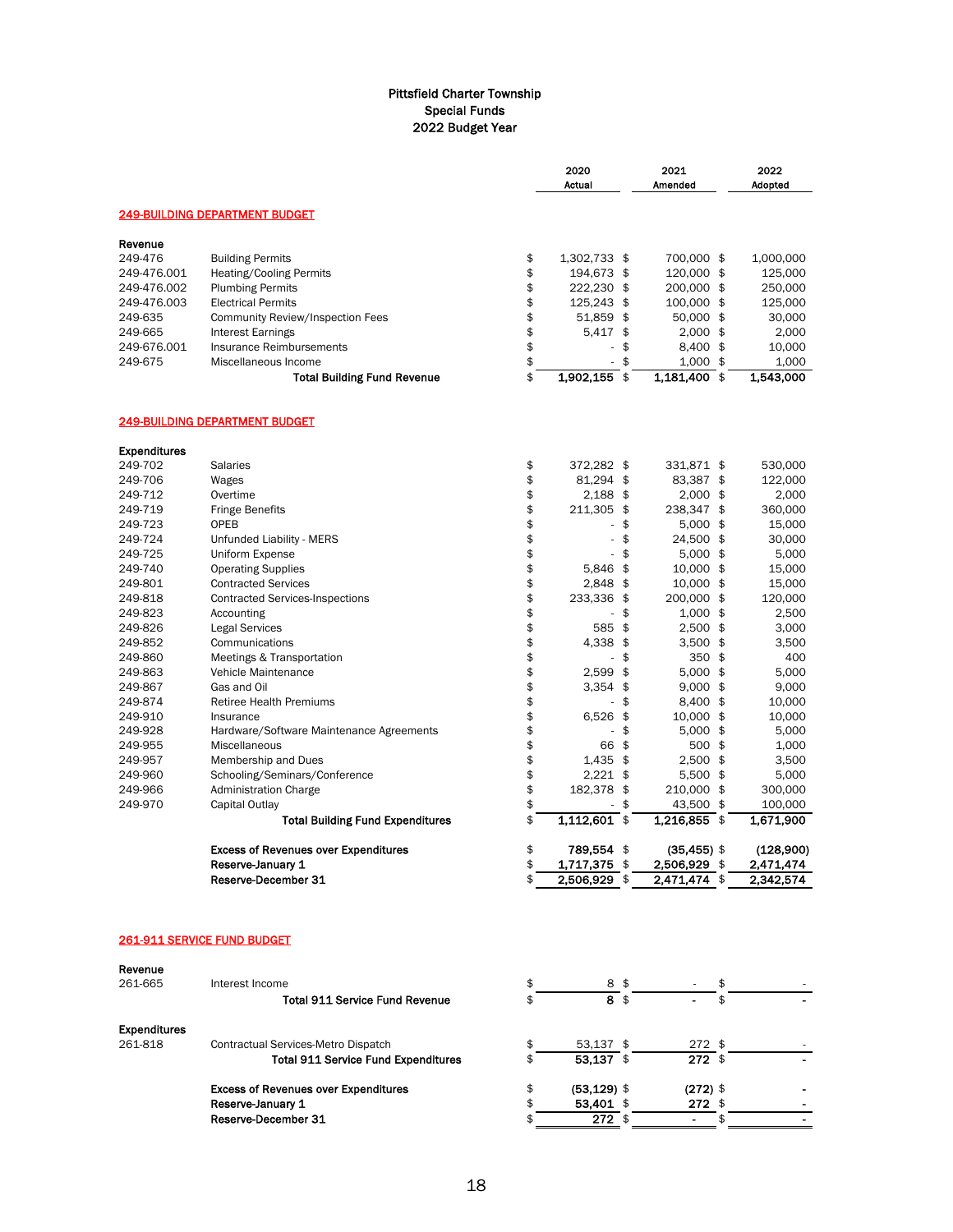# Pittsfield Charter Township
## Special Funds
## 2022 Budget Year

### 249-BUILDING DEPARTMENT BUDGET

| | | 2020 Actual | 2021 Amended | 2022 Adopted |
|---|---|---|---|---|
| **Revenue** | | | | |
| 249-476 | Building Permits | $ 1,302,733 | $ 700,000 | $ 1,000,000 |
| 249-476.001 | Heating/Cooling Permits | $ 194,673 | $ 120,000 | $ 125,000 |
| 249-476.002 | Plumbing Permits | $ 222,230 | $ 200,000 | $ 250,000 |
| 249-476.003 | Electrical Permits | $ 125,243 | $ 100,000 | $ 125,000 |
| 249-635 | Community Review/Inspection Fees | $ 51,859 | $ 50,000 | $ 30,000 |
| 249-665 | Interest Earnings | $ 5,417 | $ 2,000 | $ 2,000 |
| 249-676.001 | Insurance Reimbursements | $ - | $ 8,400 | $ 10,000 |
| 249-675 | Miscellaneous Income | $ - | $ 1,000 | $ 1,000 |
| | **Total Building Fund Revenue** | **$ 1,902,155** | **$ 1,181,400** | **$ 1,543,000** |

### 249-BUILDING DEPARTMENT BUDGET

| | | 2020 Actual | 2021 Amended | 2022 Adopted |
|---|---|---|---|---|
| **Expenditures** | | | | |
| 249-702 | Salaries | $ 372,282 | $ 331,871 | $ 530,000 |
| 249-706 | Wages | $ 81,294 | $ 83,387 | $ 122,000 |
| 249-712 | Overtime | $ 2,188 | $ 2,000 | $ 2,000 |
| 249-719 | Fringe Benefits | $ 211,305 | $ 238,347 | $ 360,000 |
| 249-723 | OPEB | $ - | $ 5,000 | $ 15,000 |
| 249-724 | Unfunded Liability - MERS | $ - | $ 24,500 | $ 30,000 |
| 249-725 | Uniform Expense | $ - | $ 5,000 | $ 5,000 |
| 249-740 | Operating Supplies | $ 5,846 | $ 10,000 | $ 15,000 |
| 249-801 | Contracted Services | $ 2,848 | $ 10,000 | $ 15,000 |
| 249-818 | Contracted Services-Inspections | $ 233,336 | $ 200,000 | $ 120,000 |
| 249-823 | Accounting | $ - | $ 1,000 | $ 2,500 |
| 249-826 | Legal Services | $ 585 | $ 2,500 | $ 3,000 |
| 249-852 | Communications | $ 4,338 | $ 3,500 | $ 3,500 |
| 249-860 | Meetings & Transportation | $ - | $ 350 | $ 400 |
| 249-863 | Vehicle Maintenance | $ 2,599 | $ 5,000 | $ 5,000 |
| 249-867 | Gas and Oil | $ 3,354 | $ 9,000 | $ 9,000 |
| 249-874 | Retiree Health Premiums | $ - | $ 8,400 | $ 10,000 |
| 249-910 | Insurance | $ 6,526 | $ 10,000 | $ 10,000 |
| 249-928 | Hardware/Software Maintenance Agreements | $ - | $ 5,000 | $ 5,000 |
| 249-955 | Miscellaneous | $ 66 | $ 500 | $ 1,000 |
| 249-957 | Membership and Dues | $ 1,435 | $ 2,500 | $ 3,500 |
| 249-960 | Schooling/Seminars/Conference | $ 2,221 | $ 5,500 | $ 5,000 |
| 249-966 | Administration Charge | $ 182,378 | $ 210,000 | $ 300,000 |
| 249-970 | Capital Outlay | $ - | $ 43,500 | $ 100,000 |
| | **Total Building Fund Expenditures** | **$ 1,112,601** | **$ 1,216,855** | **$ 1,671,900** |
| | **Excess of Revenues over Expenditures** | **$ 789,554** | **$ (35,455)** | **$ (128,900)** |
| | **Reserve-January 1** | **$ 1,717,375** | **$ 2,506,929** | **$ 2,471,474** |
| | **Reserve-December 31** | **$ 2,506,929** | **$ 2,471,474** | **$ 2,342,574** |

### 261-911 SERVICE FUND BUDGET

| | | 2020 Actual | 2021 Amended | 2022 Adopted |
|---|---|---|---|---|
| **Revenue** | | | | |
| 261-665 | Interest Income | $ 8 | $ - | $ - |
| | **Total 911 Service Fund Revenue** | **$ 8** | **$ -** | **$ -** |
| **Expenditures** | | | | |
| 261-818 | Contractual Services-Metro Dispatch | $ 53,137 | $ 272 | $ - |
| | **Total 911 Service Fund Expenditures** | **$ 53,137** | **$ 272** | **$ -** |
| | **Excess of Revenues over Expenditures** | **$ (53,129)** | **$ (272)** | **$ -** |
| | **Reserve-January 1** | **$ 53,401** | **$ 272** | **$ -** |
| | **Reserve-December 31** | **$ 272** | **$ -** | **$ -** |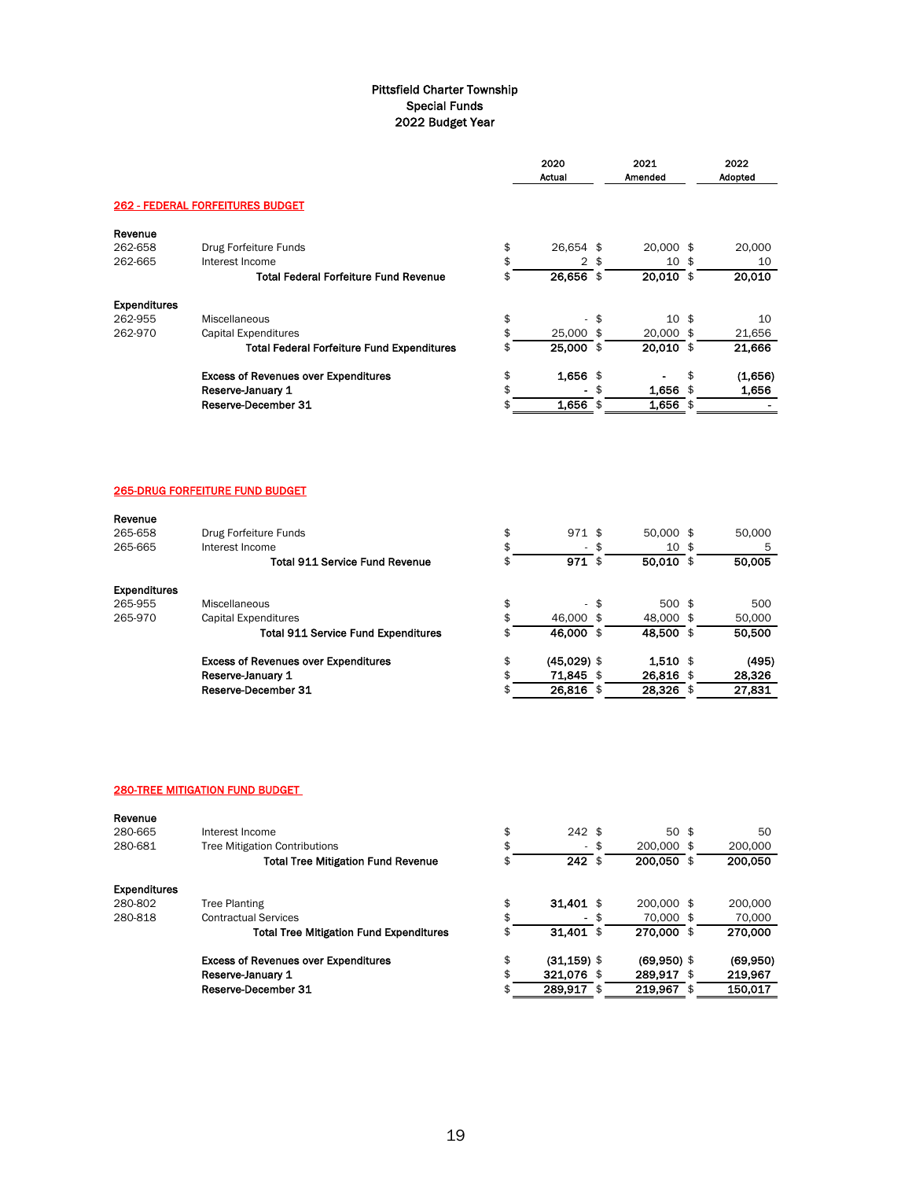# Pittsfield Charter Township
## Special Funds
## 2022 Budget Year

### 262 - FEDERAL FORFEITURES BUDGET

| | | 2020 Actual | 2021 Amended | 2022 Adopted |
|---|---|---|---|---|
| **Revenue** | | | | |
| 262-658 | Drug Forfeiture Funds | $ 26,654 | $ 20,000 | $ 20,000 |
| 262-665 | Interest Income | $ 2 | $ 10 | $ 10 |
| | **Total Federal Forfeiture Fund Revenue** | **$ 26,656** | **$ 20,010** | **$ 20,010** |
| **Expenditures** | | | | |
| 262-955 | Miscellaneous | $ - | $ 10 | $ 10 |
| 262-970 | Capital Expenditures | $ 25,000 | $ 20,000 | $ 21,656 |
| | **Total Federal Forfeiture Fund Expenditures** | **$ 25,000** | **$ 20,010** | **$ 21,666** |
| | **Excess of Revenues over Expenditures** | **$ 1,656** | **$ -** | **$ (1,656)** |
| | **Reserve-January 1** | **$ -** | **$ 1,656** | **$ 1,656** |
| | **Reserve-December 31** | **$ 1,656** | **$ 1,656** | **$ -** |

### 265-DRUG FORFEITURE FUND BUDGET

| | | 2020 Actual | 2021 Amended | 2022 Adopted |
|---|---|---|---|---|
| **Revenue** | | | | |
| 265-658 | Drug Forfeiture Funds | $ 971 | $ 50,000 | $ 50,000 |
| 265-665 | Interest Income | $ - | $ 10 | $ 5 |
| | **Total 911 Service Fund Revenue** | **$ 971** | **$ 50,010** | **$ 50,005** |
| **Expenditures** | | | | |
| 265-955 | Miscellaneous | $ - | $ 500 | $ 500 |
| 265-970 | Capital Expenditures | $ 46,000 | $ 48,000 | $ 50,000 |
| | **Total 911 Service Fund Expenditures** | **$ 46,000** | **$ 48,500** | **$ 50,500** |
| | **Excess of Revenues over Expenditures** | **$ (45,029)** | **$ 1,510** | **$ (495)** |
| | **Reserve-January 1** | **$ 71,845** | **$ 26,816** | **$ 28,326** |
| | **Reserve-December 31** | **$ 26,816** | **$ 28,326** | **$ 27,831** |

### 280-TREE MITIGATION FUND BUDGET

| | | 2020 Actual | 2021 Amended | 2022 Adopted |
|---|---|---|---|---|
| **Revenue** | | | | |
| 280-665 | Interest Income | $ 242 | $ 50 | $ 50 |
| 280-681 | Tree Mitigation Contributions | $ - | $ 200,000 | $ 200,000 |
| | **Total Tree Mitigation Fund Revenue** | **$ 242** | **$ 200,050** | **$ 200,050** |
| **Expenditures** | | | | |
| 280-802 | Tree Planting | **$ 31,401** | $ 200,000 | $ 200,000 |
| 280-818 | Contractual Services | $ - | $ 70,000 | $ 70,000 |
| | **Total Tree Mitigation Fund Expenditures** | **$ 31,401** | **$ 270,000** | **$ 270,000** |
| | **Excess of Revenues over Expenditures** | **$ (31,159)** | **$ (69,950)** | **$ (69,950)** |
| | **Reserve-January 1** | **$ 321,076** | **$ 289,917** | **$ 219,967** |
| | **Reserve-December 31** | **$ 289,917** | **$ 219,967** | **$ 150,017** |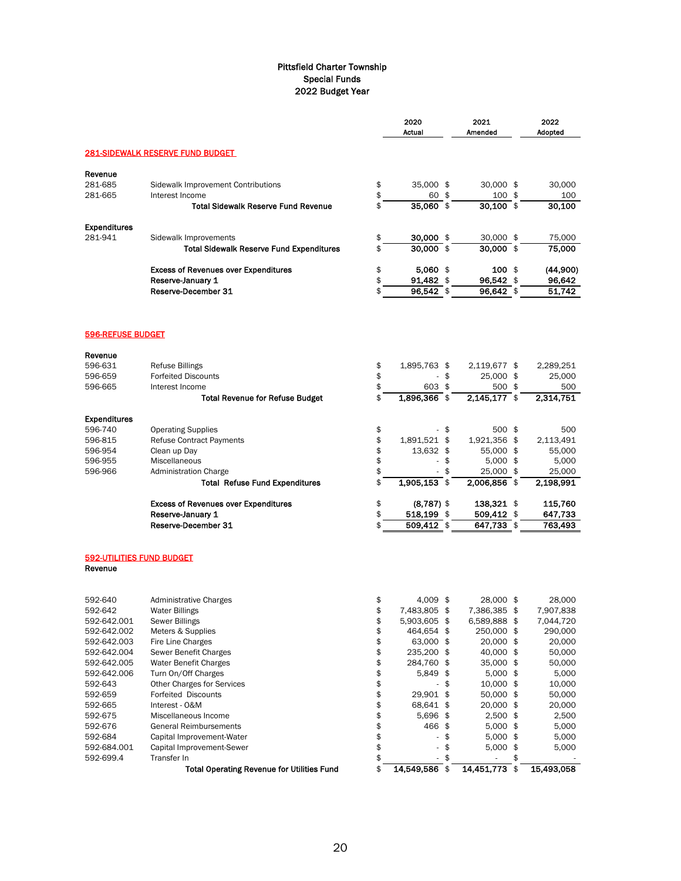# Pittsfield Charter Township
## Special Funds
## 2022 Budget Year

| | | 2020 Actual | 2021 Amended | 2022 Adopted |
|---|---|---|---|---|
| **281-SIDEWALK RESERVE FUND BUDGET** | | | | |
| **Revenue** | | | | |
| 281-685 | Sidewalk Improvement Contributions | $ 35,000 | $ 30,000 | $ 30,000 |
| 281-665 | Interest Income | $ 60 | $ 100 | $ 100 |
| | **Total Sidewalk Reserve Fund Revenue** | **$ 35,060** | **$ 30,100** | **$ 30,100** |
| **Expenditures** | | | | |
| 281-941 | Sidewalk Improvements | **$ 30,000** | $ 30,000 | $ 75,000 |
| | **Total Sidewalk Reserve Fund Expenditures** | **$ 30,000** | **$ 30,000** | **$ 75,000** |
| | **Excess of Revenues over Expenditures** | **$ 5,060** | **$ 100** | **$ (44,900)** |
| | **Reserve-January 1** | **$ 91,482** | **$ 96,542** | **$ 96,642** |
| | **Reserve-December 31** | **$ 96,542** | **$ 96,642** | **$ 51,742** |

| | | 2020 Actual | 2021 Amended | 2022 Adopted |
|---|---|---|---|---|
| **596-REFUSE BUDGET** | | | | |
| **Revenue** | | | | |
| 596-631 | Refuse Billings | $ 1,895,763 | $ 2,119,677 | $ 2,289,251 |
| 596-659 | Forfeited Discounts | $ - | $ 25,000 | $ 25,000 |
| 596-665 | Interest Income | $ 603 | $ 500 | $ 500 |
| | **Total Revenue for Refuse Budget** | **$ 1,896,366** | **$ 2,145,177** | **$ 2,314,751** |
| **Expenditures** | | | | |
| 596-740 | Operating Supplies | $ - | $ 500 | $ 500 |
| 596-815 | Refuse Contract Payments | $ 1,891,521 | $ 1,921,356 | $ 2,113,491 |
| 596-954 | Clean up Day | $ 13,632 | $ 55,000 | $ 55,000 |
| 596-955 | Miscellaneous | $ - | $ 5,000 | $ 5,000 |
| 596-966 | Administration Charge | $ - | $ 25,000 | $ 25,000 |
| | **Total Refuse Fund Expenditures** | **$ 1,905,153** | **$ 2,006,856** | **$ 2,198,991** |
| | **Excess of Revenues over Expenditures** | **$ (8,787)** | **$ 138,321** | **$ 115,760** |
| | **Reserve-January 1** | **$ 518,199** | **$ 509,412** | **$ 647,733** |
| | **Reserve-December 31** | **$ 509,412** | **$ 647,733** | **$ 763,493** |

| | | 2020 Actual | 2021 Amended | 2022 Adopted |
|---|---|---|---|---|
| **592-UTILITIES FUND BUDGET** | | | | |
| **Revenue** | | | | |
| 592-640 | Administrative Charges | $ 4,009 | $ 28,000 | $ 28,000 |
| 592-642 | Water Billings | $ 7,483,805 | $ 7,386,385 | $ 7,907,838 |
| 592-642.001 | Sewer Billings | $ 5,903,605 | $ 6,589,888 | $ 7,044,720 |
| 592-642.002 | Meters & Supplies | $ 464,654 | $ 250,000 | $ 290,000 |
| 592-642.003 | Fire Line Charges | $ 63,000 | $ 20,000 | $ 20,000 |
| 592-642.004 | Sewer Benefit Charges | $ 235,200 | $ 40,000 | $ 50,000 |
| 592-642.005 | Water Benefit Charges | $ 284,760 | $ 35,000 | $ 50,000 |
| 592-642.006 | Turn On/Off Charges | $ 5,849 | $ 5,000 | $ 5,000 |
| 592-643 | Other Charges for Services | $ - | $ 10,000 | $ 10,000 |
| 592-659 | Forfeited Discounts | $ 29,901 | $ 50,000 | $ 50,000 |
| 592-665 | Interest - O&M | $ 68,641 | $ 20,000 | $ 20,000 |
| 592-675 | Miscellaneous Income | $ 5,696 | $ 2,500 | $ 2,500 |
| 592-676 | General Reimbursements | $ 466 | $ 5,000 | $ 5,000 |
| 592-684 | Capital Improvement-Water | $ - | $ 5,000 | $ 5,000 |
| 592-684.001 | Capital Improvement-Sewer | $ - | $ 5,000 | $ 5,000 |
| 592-699.4 | Transfer In | $ - | $ - | $ - |
| | **Total Operating Revenue for Utilities Fund** | **$ 14,549,586** | **$ 14,451,773** | **$ 15,493,058** |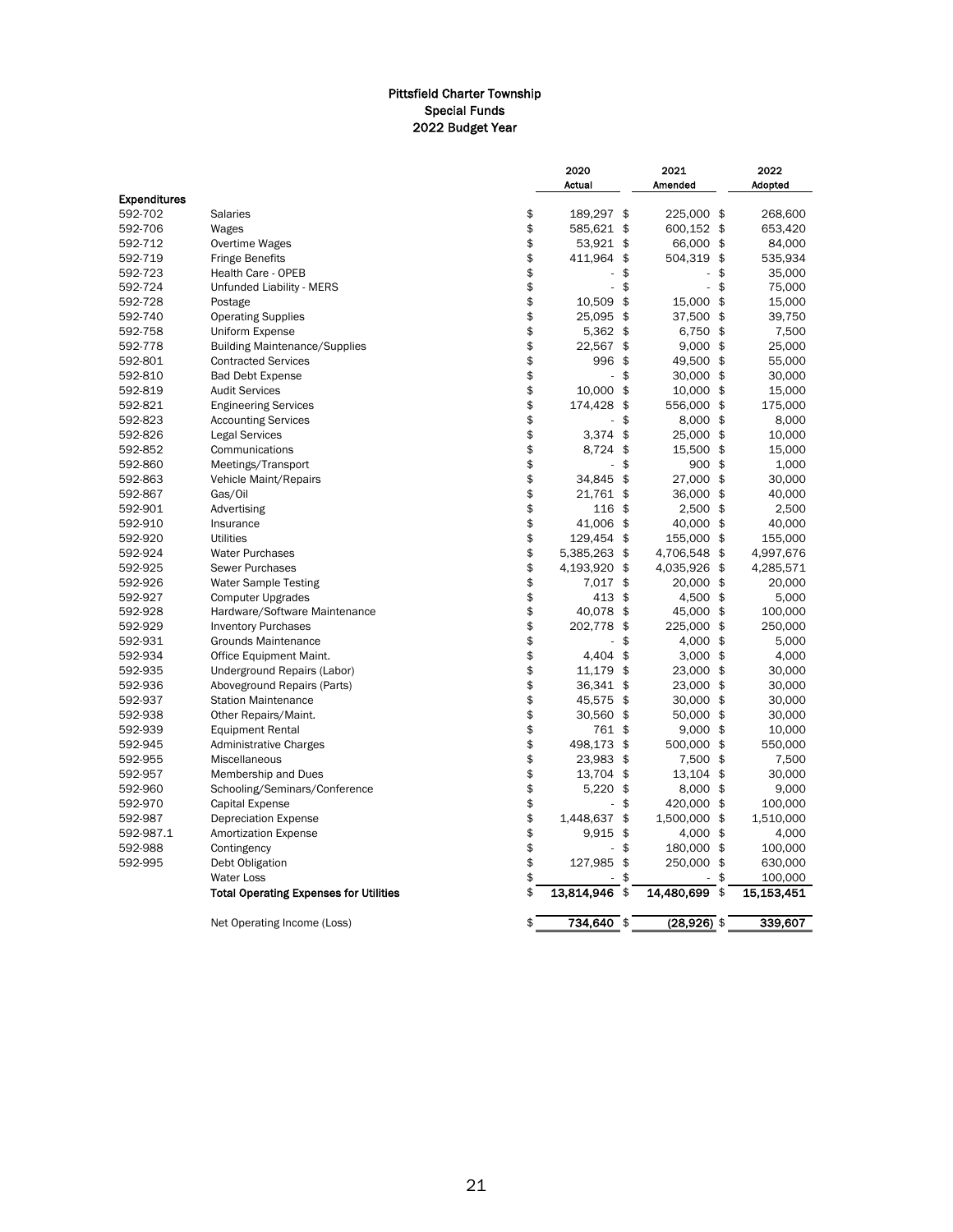# Pittsfield Charter Township
## Special Funds
## 2022 Budget Year

| | | 2020 Actual | 2021 Amended | 2022 Adopted |
|---|---|---|---|---|
| **Expenditures** | | | | |
| 592-702 | Salaries | $ 189,297 | $ 225,000 | $ 268,600 |
| 592-706 | Wages | $ 585,621 | $ 600,152 | $ 653,420 |
| 592-712 | Overtime Wages | $ 53,921 | $ 66,000 | $ 84,000 |
| 592-719 | Fringe Benefits | $ 411,964 | $ 504,319 | $ 535,934 |
| 592-723 | Health Care - OPEB | $ - | $ - | $ 35,000 |
| 592-724 | Unfunded Liability - MERS | $ - | $ - | $ 75,000 |
| 592-728 | Postage | $ 10,509 | $ 15,000 | $ 15,000 |
| 592-740 | Operating Supplies | $ 25,095 | $ 37,500 | $ 39,750 |
| 592-758 | Uniform Expense | $ 5,362 | $ 6,750 | $ 7,500 |
| 592-778 | Building Maintenance/Supplies | $ 22,567 | $ 9,000 | $ 25,000 |
| 592-801 | Contracted Services | $ 996 | $ 49,500 | $ 55,000 |
| 592-810 | Bad Debt Expense | $ - | $ 30,000 | $ 30,000 |
| 592-819 | Audit Services | $ 10,000 | $ 10,000 | $ 15,000 |
| 592-821 | Engineering Services | $ 174,428 | $ 556,000 | $ 175,000 |
| 592-823 | Accounting Services | $ - | $ 8,000 | $ 8,000 |
| 592-826 | Legal Services | $ 3,374 | $ 25,000 | $ 10,000 |
| 592-852 | Communications | $ 8,724 | $ 15,500 | $ 15,000 |
| 592-860 | Meetings/Transport | $ - | $ 900 | $ 1,000 |
| 592-863 | Vehicle Maint/Repairs | $ 34,845 | $ 27,000 | $ 30,000 |
| 592-867 | Gas/Oil | $ 21,761 | $ 36,000 | $ 40,000 |
| 592-901 | Advertising | $ 116 | $ 2,500 | $ 2,500 |
| 592-910 | Insurance | $ 41,006 | $ 40,000 | $ 40,000 |
| 592-920 | Utilities | $ 129,454 | $ 155,000 | $ 155,000 |
| 592-924 | Water Purchases | $ 5,385,263 | $ 4,706,548 | $ 4,997,676 |
| 592-925 | Sewer Purchases | $ 4,193,920 | $ 4,035,926 | $ 4,285,571 |
| 592-926 | Water Sample Testing | $ 7,017 | $ 20,000 | $ 20,000 |
| 592-927 | Computer Upgrades | $ 413 | $ 4,500 | $ 5,000 |
| 592-928 | Hardware/Software Maintenance | $ 40,078 | $ 45,000 | $ 100,000 |
| 592-929 | Inventory Purchases | $ 202,778 | $ 225,000 | $ 250,000 |
| 592-931 | Grounds Maintenance | $ - | $ 4,000 | $ 5,000 |
| 592-934 | Office Equipment Maint. | $ 4,404 | $ 3,000 | $ 4,000 |
| 592-935 | Underground Repairs (Labor) | $ 11,179 | $ 23,000 | $ 30,000 |
| 592-936 | Aboveground Repairs (Parts) | $ 36,341 | $ 23,000 | $ 30,000 |
| 592-937 | Station Maintenance | $ 45,575 | $ 30,000 | $ 30,000 |
| 592-938 | Other Repairs/Maint. | $ 30,560 | $ 50,000 | $ 30,000 |
| 592-939 | Equipment Rental | $ 761 | $ 9,000 | $ 10,000 |
| 592-945 | Administrative Charges | $ 498,173 | $ 500,000 | $ 550,000 |
| 592-955 | Miscellaneous | $ 23,983 | $ 7,500 | $ 7,500 |
| 592-957 | Membership and Dues | $ 13,704 | $ 13,104 | $ 30,000 |
| 592-960 | Schooling/Seminars/Conference | $ 5,220 | $ 8,000 | $ 9,000 |
| 592-970 | Capital Expense | $ - | $ 420,000 | $ 100,000 |
| 592-987 | Depreciation Expense | $ 1,448,637 | $ 1,500,000 | $ 1,510,000 |
| 592-987.1 | Amortization Expense | $ 9,915 | $ 4,000 | $ 4,000 |
| 592-988 | Contingency | $ - | $ 180,000 | $ 100,000 |
| 592-995 | Debt Obligation | $ 127,985 | $ 250,000 | $ 630,000 |
| | Water Loss | $ - | $ - | $ 100,000 |
| | **Total Operating Expenses for Utilities** | **$ 13,814,946** | **$ 14,480,699** | **$ 15,153,451** |
| | Net Operating Income (Loss) | **$ 734,640** | **$ (28,926)** | **$ 339,607** |